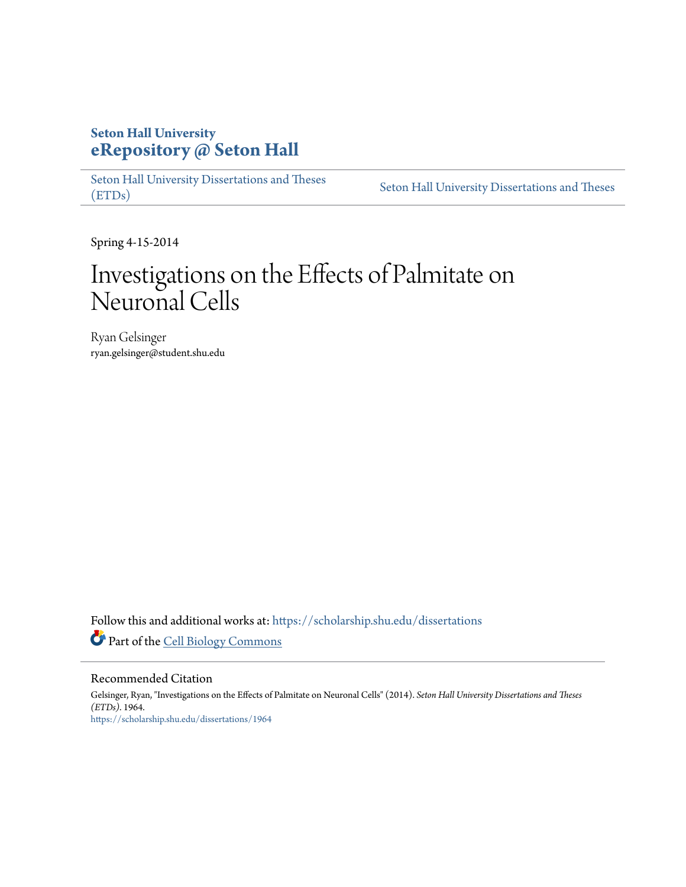**Seton Hall University**
**eRepository @ Seton Hall**

Seton Hall University Dissertations and Theses (ETDs) | Seton Hall University Dissertations and Theses

Spring 4-15-2014

# Investigations on the Effects of Palmitate on Neuronal Cells

Ryan Gelsinger
ryan.gelsinger@student.shu.edu

Follow this and additional works at: https://scholarship.shu.edu/dissertations

Part of the Cell Biology Commons

## Recommended Citation

Gelsinger, Ryan, "Investigations on the Effects of Palmitate on Neuronal Cells" (2014). *Seton Hall University Dissertations and Theses (ETDs)*. 1964.
https://scholarship.shu.edu/dissertations/1964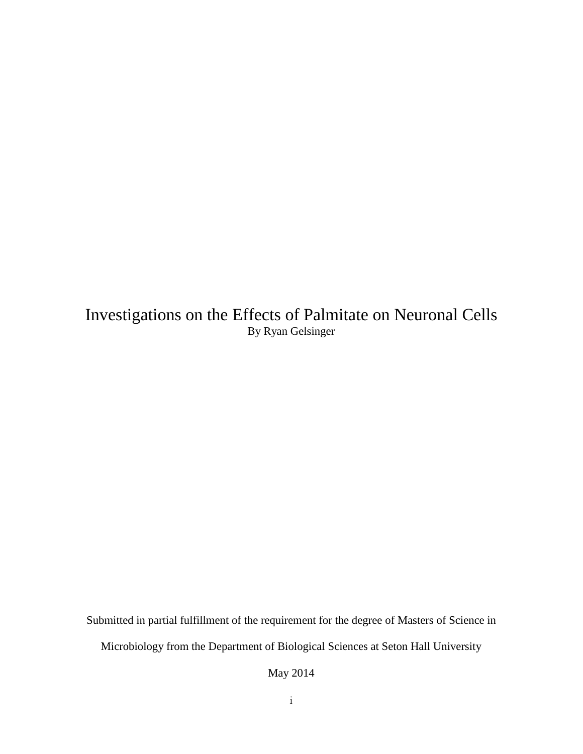# Investigations on the Effects of Palmitate on Neuronal Cells

By Ryan Gelsinger

Submitted in partial fulfillment of the requirement for the degree of Masters of Science in Microbiology from the Department of Biological Sciences at Seton Hall University

May 2014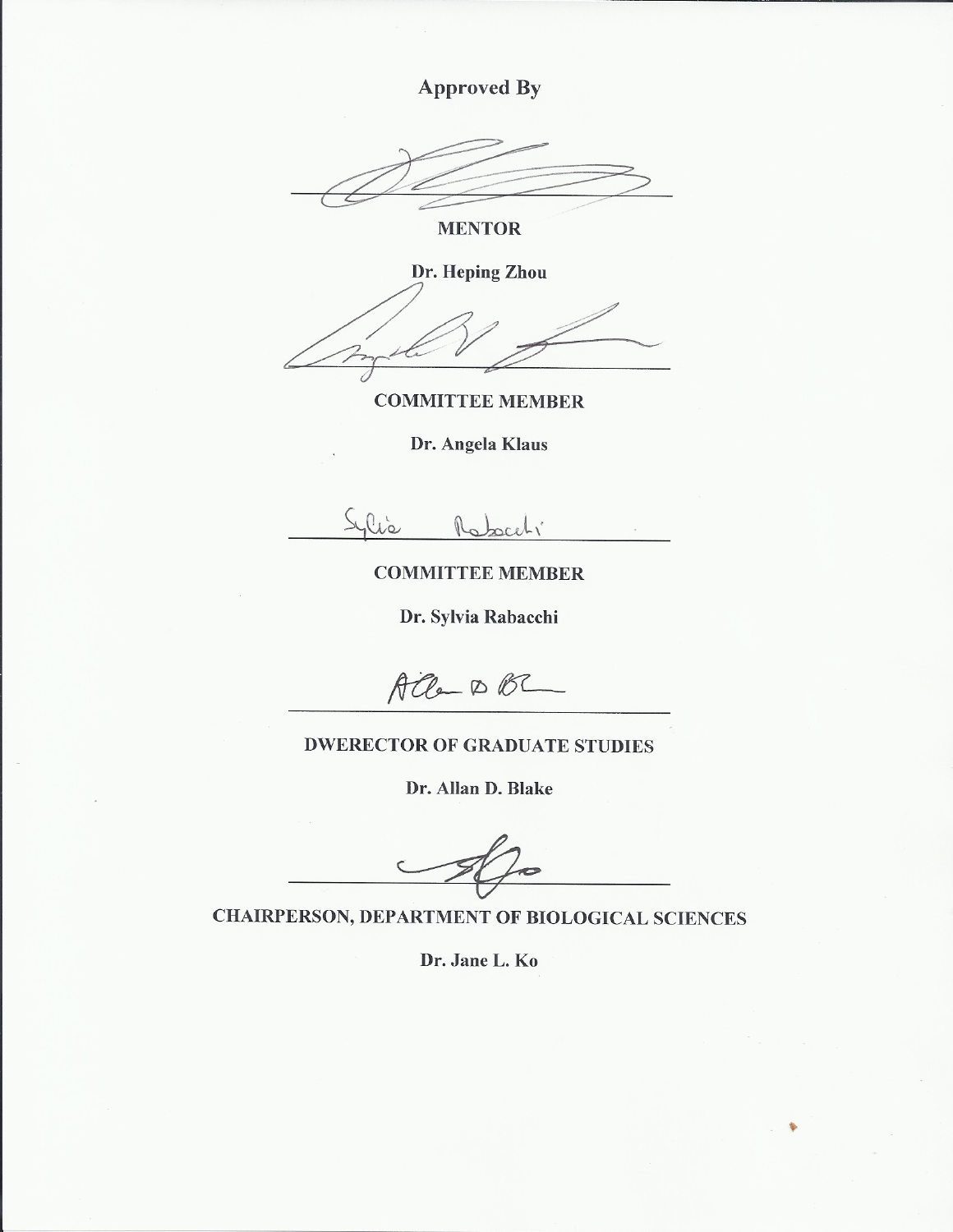**Approved By**

______________________________

**MENTOR**

**Dr. Heping Zhou**

______________________________

**COMMITTEE MEMBER**

**Dr. Angela Klaus**

______________________________

**COMMITTEE MEMBER**

**Dr. Sylvia Rabacchi**

______________________________

**DWERECTOR OF GRADUATE STUDIES**

**Dr. Allan D. Blake**

______________________________

**CHAIRPERSON, DEPARTMENT OF BIOLOGICAL SCIENCES**

**Dr. Jane L. Ko**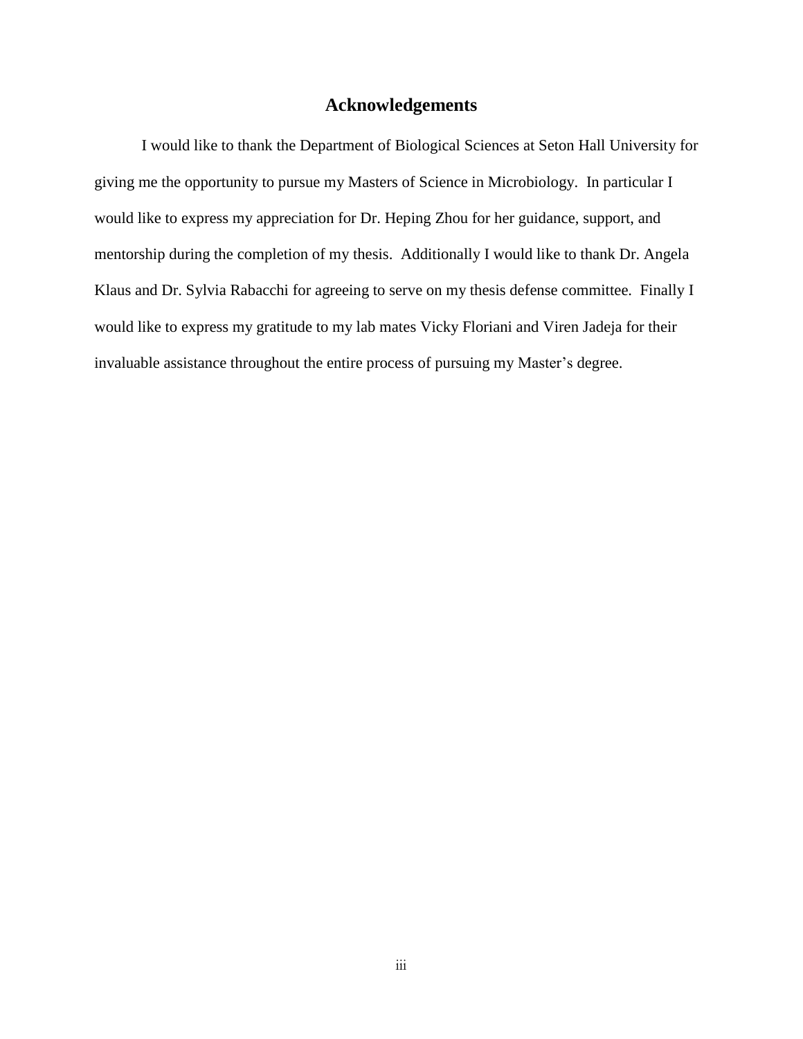# Acknowledgements

I would like to thank the Department of Biological Sciences at Seton Hall University for giving me the opportunity to pursue my Masters of Science in Microbiology. In particular I would like to express my appreciation for Dr. Heping Zhou for her guidance, support, and mentorship during the completion of my thesis. Additionally I would like to thank Dr. Angela Klaus and Dr. Sylvia Rabacchi for agreeing to serve on my thesis defense committee. Finally I would like to express my gratitude to my lab mates Vicky Floriani and Viren Jadeja for their invaluable assistance throughout the entire process of pursuing my Master's degree.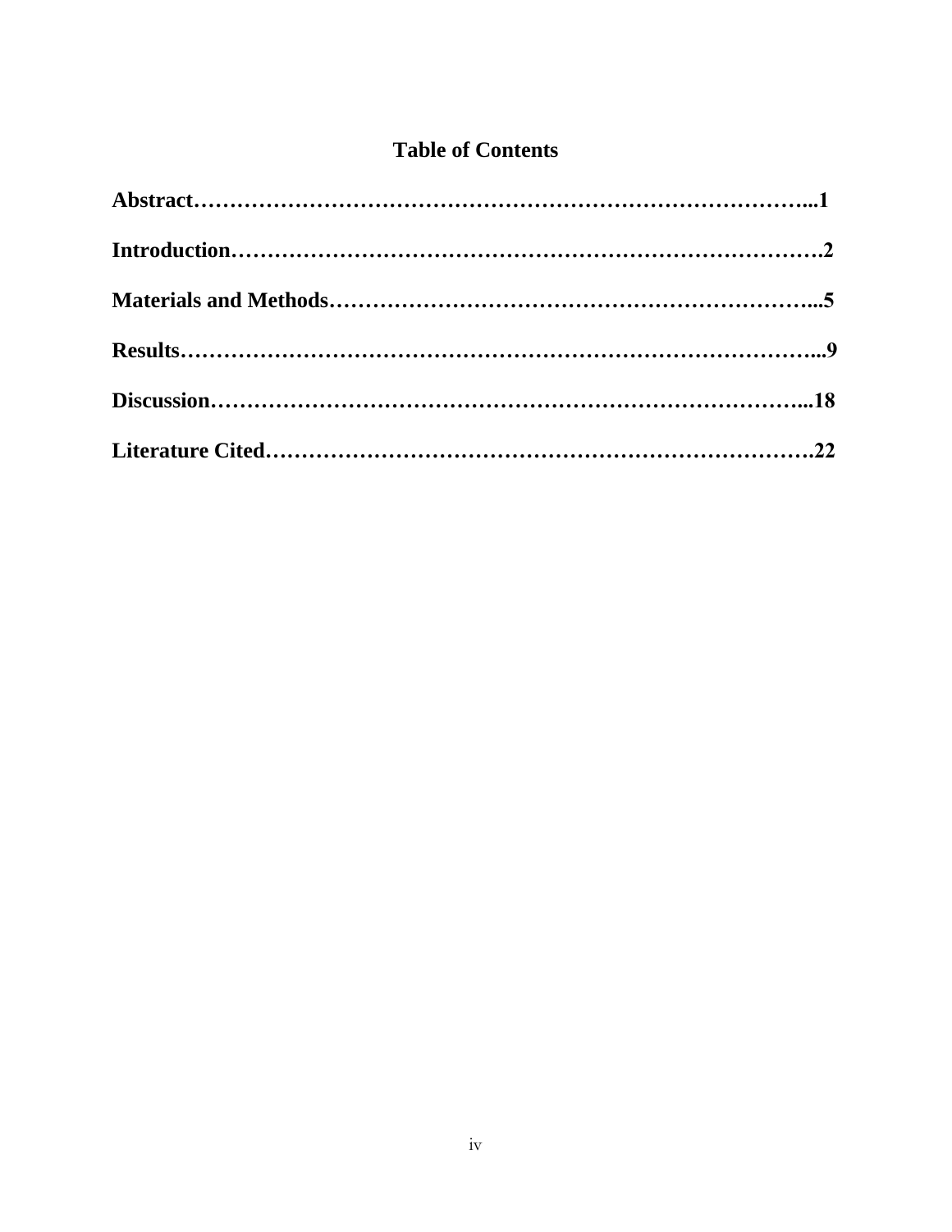# Table of Contents

**Abstract…………………………………………………………………………...1**

**Introduction…………………………………………………………………….2**

**Materials and Methods………………………………………………………...5**

**Results…………………………………………………………………………...9**

**Discussion……………………………………………………………………...18**

**Literature Cited……………………………………………………………….22**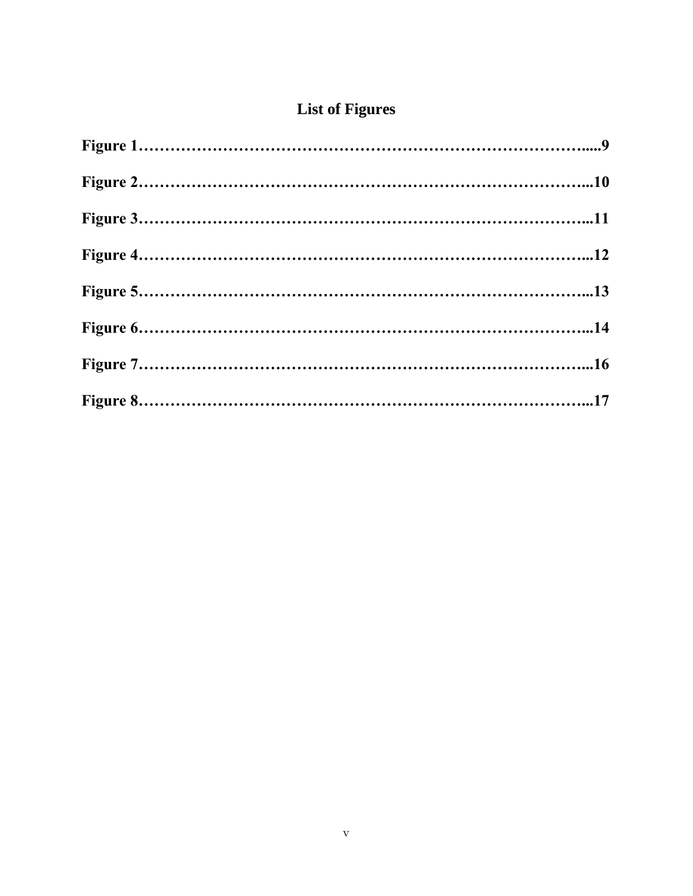# List of Figures

**Figure 1……………………………………………………………………….....9**

**Figure 2……………………………………………………………………...10**

**Figure 3……………………………………………………………………...11**

**Figure 4……………………………………………………………………...12**

**Figure 5……………………………………………………………………...13**

**Figure 6……………………………………………………………………...14**

**Figure 7……………………………………………………………………...16**

**Figure 8……………………………………………………………………...17**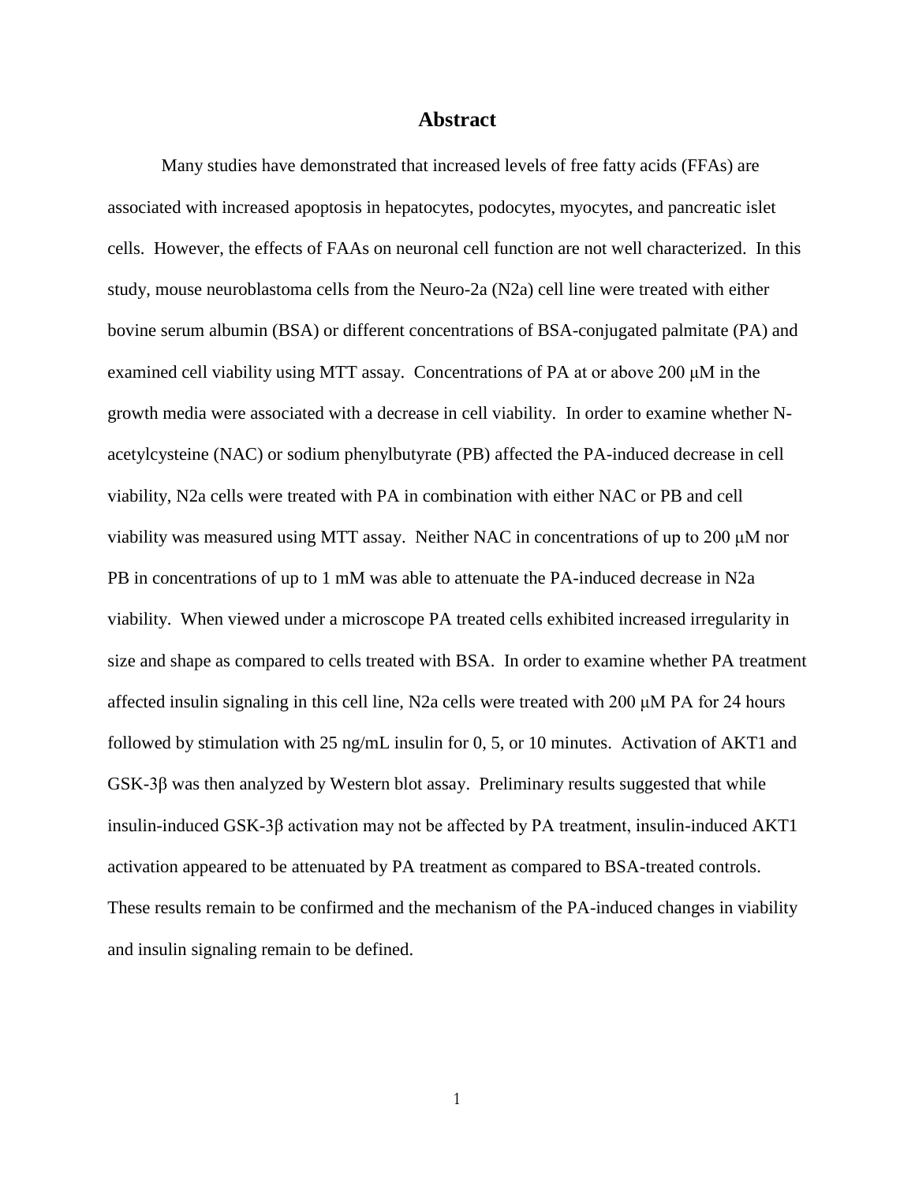# Abstract

Many studies have demonstrated that increased levels of free fatty acids (FFAs) are associated with increased apoptosis in hepatocytes, podocytes, myocytes, and pancreatic islet cells. However, the effects of FAAs on neuronal cell function are not well characterized. In this study, mouse neuroblastoma cells from the Neuro-2a (N2a) cell line were treated with either bovine serum albumin (BSA) or different concentrations of BSA-conjugated palmitate (PA) and examined cell viability using MTT assay. Concentrations of PA at or above 200 μM in the growth media were associated with a decrease in cell viability. In order to examine whether N-acetylcysteine (NAC) or sodium phenylbutyrate (PB) affected the PA-induced decrease in cell viability, N2a cells were treated with PA in combination with either NAC or PB and cell viability was measured using MTT assay. Neither NAC in concentrations of up to 200 μM nor PB in concentrations of up to 1 mM was able to attenuate the PA-induced decrease in N2a viability. When viewed under a microscope PA treated cells exhibited increased irregularity in size and shape as compared to cells treated with BSA. In order to examine whether PA treatment affected insulin signaling in this cell line, N2a cells were treated with 200 μM PA for 24 hours followed by stimulation with 25 ng/mL insulin for 0, 5, or 10 minutes. Activation of AKT1 and GSK-3β was then analyzed by Western blot assay. Preliminary results suggested that while insulin-induced GSK-3β activation may not be affected by PA treatment, insulin-induced AKT1 activation appeared to be attenuated by PA treatment as compared to BSA-treated controls. These results remain to be confirmed and the mechanism of the PA-induced changes in viability and insulin signaling remain to be defined.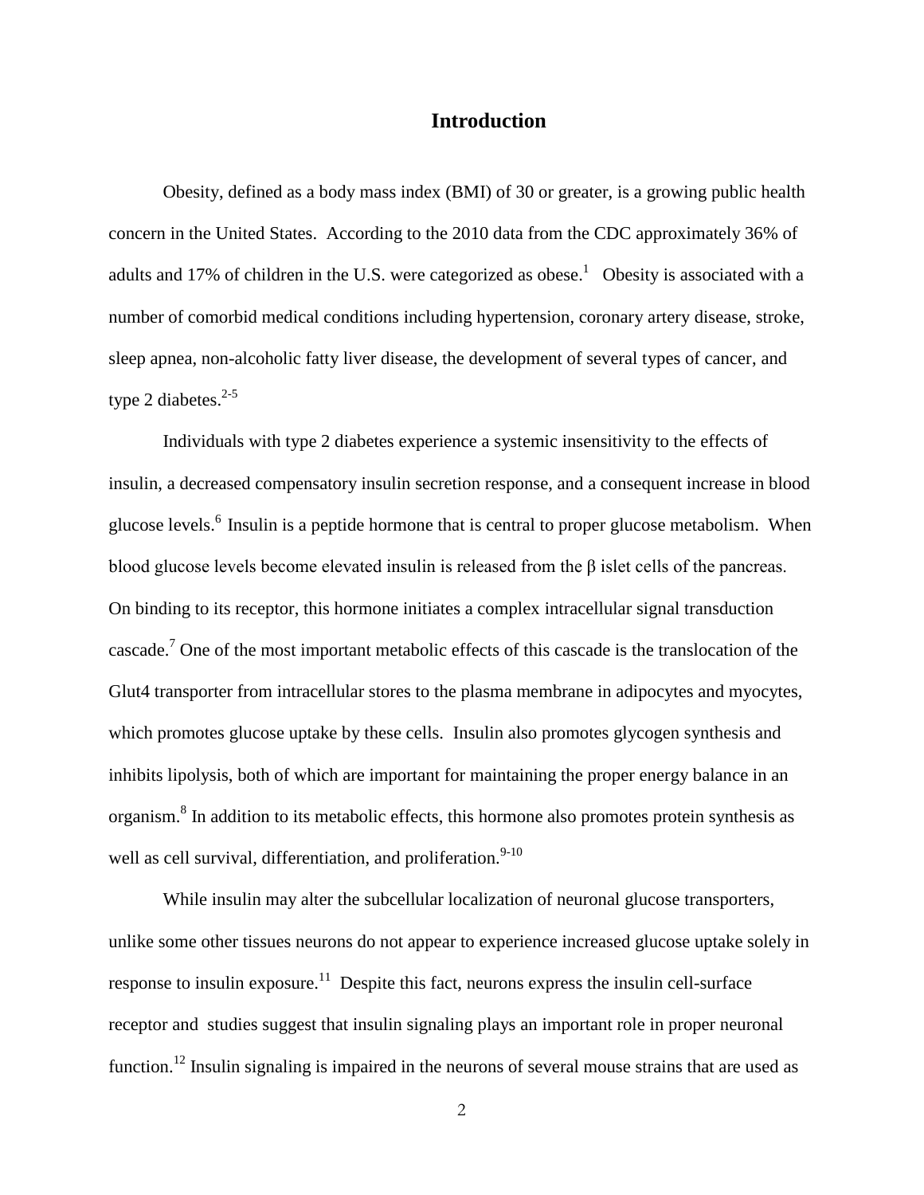# Introduction

Obesity, defined as a body mass index (BMI) of 30 or greater, is a growing public health concern in the United States. According to the 2010 data from the CDC approximately 36% of adults and 17% of children in the U.S. were categorized as obese.[1] Obesity is associated with a number of comorbid medical conditions including hypertension, coronary artery disease, stroke, sleep apnea, non-alcoholic fatty liver disease, the development of several types of cancer, and type 2 diabetes.[2-5]

Individuals with type 2 diabetes experience a systemic insensitivity to the effects of insulin, a decreased compensatory insulin secretion response, and a consequent increase in blood glucose levels.[6] Insulin is a peptide hormone that is central to proper glucose metabolism. When blood glucose levels become elevated insulin is released from the β islet cells of the pancreas. On binding to its receptor, this hormone initiates a complex intracellular signal transduction cascade.[7] One of the most important metabolic effects of this cascade is the translocation of the Glut4 transporter from intracellular stores to the plasma membrane in adipocytes and myocytes, which promotes glucose uptake by these cells. Insulin also promotes glycogen synthesis and inhibits lipolysis, both of which are important for maintaining the proper energy balance in an organism.[8] In addition to its metabolic effects, this hormone also promotes protein synthesis as well as cell survival, differentiation, and proliferation.[9-10]

While insulin may alter the subcellular localization of neuronal glucose transporters, unlike some other tissues neurons do not appear to experience increased glucose uptake solely in response to insulin exposure.[11] Despite this fact, neurons express the insulin cell-surface receptor and studies suggest that insulin signaling plays an important role in proper neuronal function.[12] Insulin signaling is impaired in the neurons of several mouse strains that are used as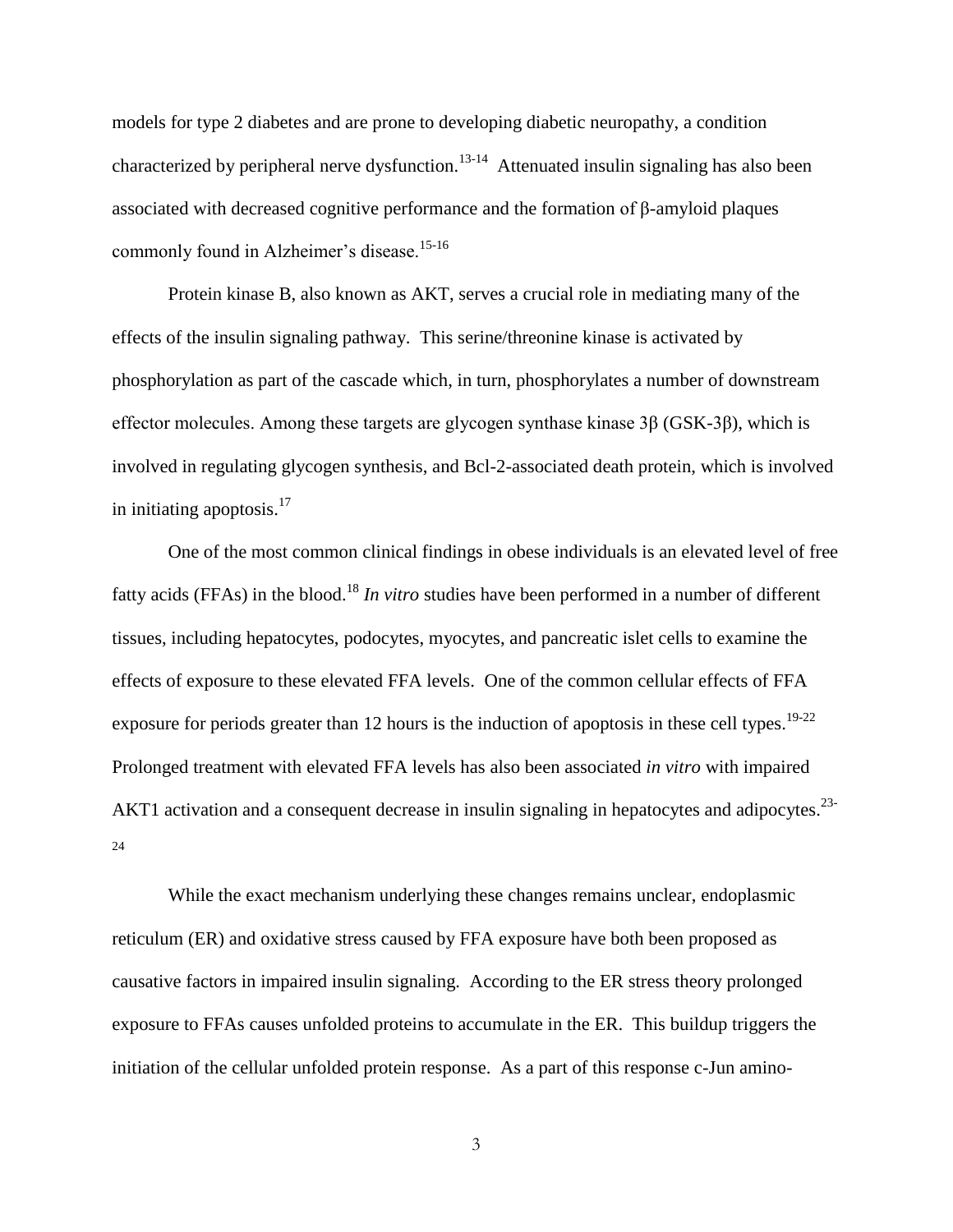models for type 2 diabetes and are prone to developing diabetic neuropathy, a condition characterized by peripheral nerve dysfunction.[13-14] Attenuated insulin signaling has also been associated with decreased cognitive performance and the formation of β-amyloid plaques commonly found in Alzheimer's disease.[15-16]

Protein kinase B, also known as AKT, serves a crucial role in mediating many of the effects of the insulin signaling pathway. This serine/threonine kinase is activated by phosphorylation as part of the cascade which, in turn, phosphorylates a number of downstream effector molecules. Among these targets are glycogen synthase kinase 3β (GSK-3β), which is involved in regulating glycogen synthesis, and Bcl-2-associated death protein, which is involved in initiating apoptosis.[17]

One of the most common clinical findings in obese individuals is an elevated level of free fatty acids (FFAs) in the blood.[18] *In vitro* studies have been performed in a number of different tissues, including hepatocytes, podocytes, myocytes, and pancreatic islet cells to examine the effects of exposure to these elevated FFA levels. One of the common cellular effects of FFA exposure for periods greater than 12 hours is the induction of apoptosis in these cell types.[19-22] Prolonged treatment with elevated FFA levels has also been associated *in vitro* with impaired AKT1 activation and a consequent decrease in insulin signaling in hepatocytes and adipocytes.[23-24]

While the exact mechanism underlying these changes remains unclear, endoplasmic reticulum (ER) and oxidative stress caused by FFA exposure have both been proposed as causative factors in impaired insulin signaling. According to the ER stress theory prolonged exposure to FFAs causes unfolded proteins to accumulate in the ER. This buildup triggers the initiation of the cellular unfolded protein response. As a part of this response c-Jun amino-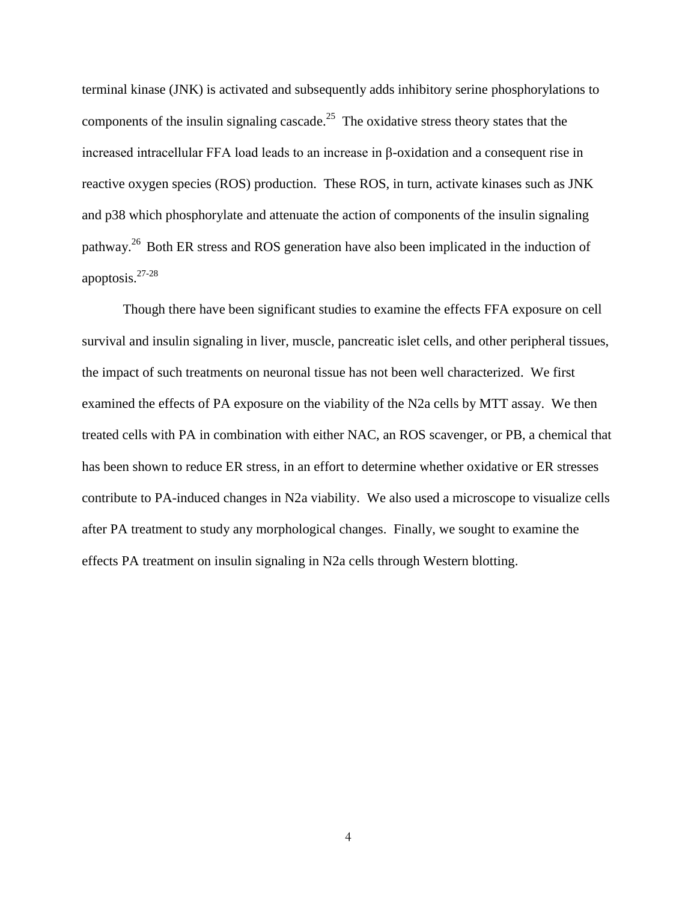terminal kinase (JNK) is activated and subsequently adds inhibitory serine phosphorylations to components of the insulin signaling cascade.[25] The oxidative stress theory states that the increased intracellular FFA load leads to an increase in β-oxidation and a consequent rise in reactive oxygen species (ROS) production. These ROS, in turn, activate kinases such as JNK and p38 which phosphorylate and attenuate the action of components of the insulin signaling pathway.[26] Both ER stress and ROS generation have also been implicated in the induction of apoptosis.[27-28]

Though there have been significant studies to examine the effects FFA exposure on cell survival and insulin signaling in liver, muscle, pancreatic islet cells, and other peripheral tissues, the impact of such treatments on neuronal tissue has not been well characterized. We first examined the effects of PA exposure on the viability of the N2a cells by MTT assay. We then treated cells with PA in combination with either NAC, an ROS scavenger, or PB, a chemical that has been shown to reduce ER stress, in an effort to determine whether oxidative or ER stresses contribute to PA-induced changes in N2a viability. We also used a microscope to visualize cells after PA treatment to study any morphological changes. Finally, we sought to examine the effects PA treatment on insulin signaling in N2a cells through Western blotting.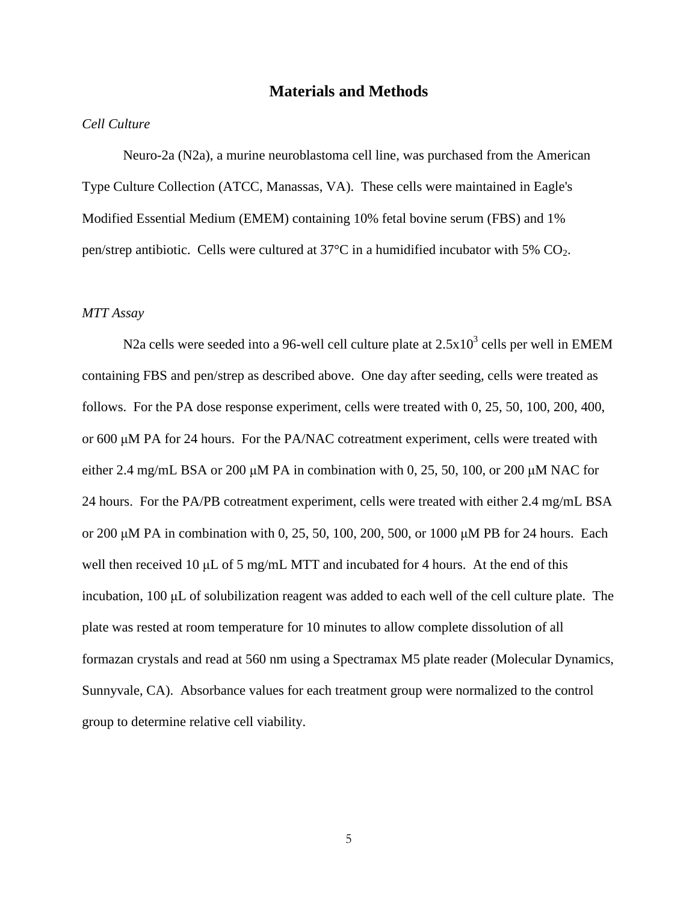# Materials and Methods

*Cell Culture*

Neuro-2a (N2a), a murine neuroblastoma cell line, was purchased from the American Type Culture Collection (ATCC, Manassas, VA). These cells were maintained in Eagle's Modified Essential Medium (EMEM) containing 10% fetal bovine serum (FBS) and 1% pen/strep antibiotic. Cells were cultured at 37°C in a humidified incubator with 5% $CO_2$.

*MTT Assay*

N2a cells were seeded into a 96-well cell culture plate at $2.5 \times 10^3$ cells per well in EMEM containing FBS and pen/strep as described above. One day after seeding, cells were treated as follows. For the PA dose response experiment, cells were treated with 0, 25, 50, 100, 200, 400, or 600 μM PA for 24 hours. For the PA/NAC cotreatment experiment, cells were treated with either 2.4 mg/mL BSA or 200 μM PA in combination with 0, 25, 50, 100, or 200 μM NAC for 24 hours. For the PA/PB cotreatment experiment, cells were treated with either 2.4 mg/mL BSA or 200 μM PA in combination with 0, 25, 50, 100, 200, 500, or 1000 μM PB for 24 hours. Each well then received 10 μL of 5 mg/mL MTT and incubated for 4 hours. At the end of this incubation, 100 μL of solubilization reagent was added to each well of the cell culture plate. The plate was rested at room temperature for 10 minutes to allow complete dissolution of all formazan crystals and read at 560 nm using a Spectramax M5 plate reader (Molecular Dynamics, Sunnyvale, CA). Absorbance values for each treatment group were normalized to the control group to determine relative cell viability.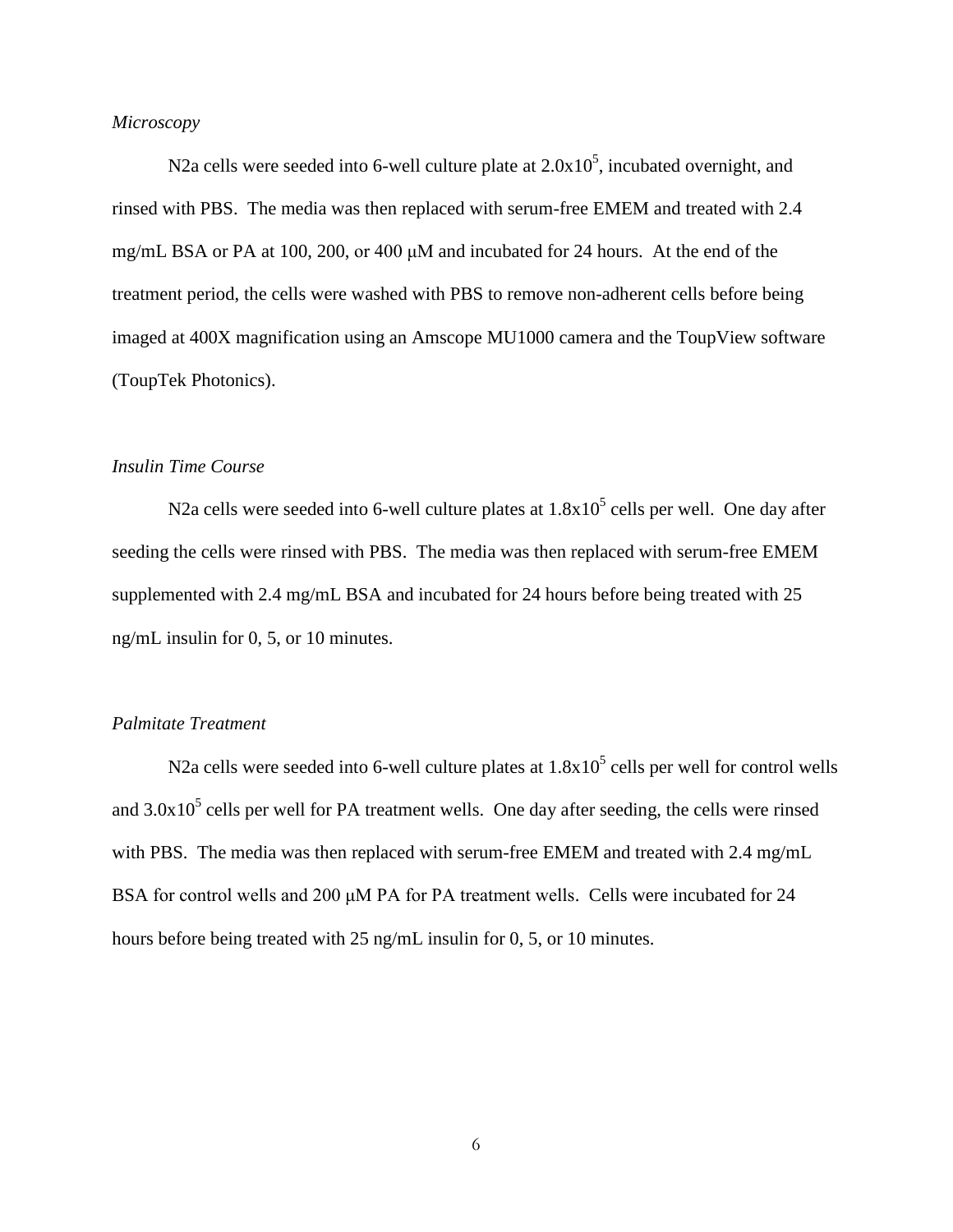*Microscopy*

N2a cells were seeded into 6-well culture plate at $2.0x10^5$, incubated overnight, and rinsed with PBS. The media was then replaced with serum-free EMEM and treated with 2.4 mg/mL BSA or PA at 100, 200, or 400 μM and incubated for 24 hours. At the end of the treatment period, the cells were washed with PBS to remove non-adherent cells before being imaged at 400X magnification using an Amscope MU1000 camera and the ToupView software (ToupTek Photonics).

*Insulin Time Course*

N2a cells were seeded into 6-well culture plates at $1.8x10^5$ cells per well. One day after seeding the cells were rinsed with PBS. The media was then replaced with serum-free EMEM supplemented with 2.4 mg/mL BSA and incubated for 24 hours before being treated with 25 ng/mL insulin for 0, 5, or 10 minutes.

*Palmitate Treatment*

N2a cells were seeded into 6-well culture plates at $1.8x10^5$ cells per well for control wells and $3.0x10^5$ cells per well for PA treatment wells. One day after seeding, the cells were rinsed with PBS. The media was then replaced with serum-free EMEM and treated with 2.4 mg/mL BSA for control wells and 200 μM PA for PA treatment wells. Cells were incubated for 24 hours before being treated with 25 ng/mL insulin for 0, 5, or 10 minutes.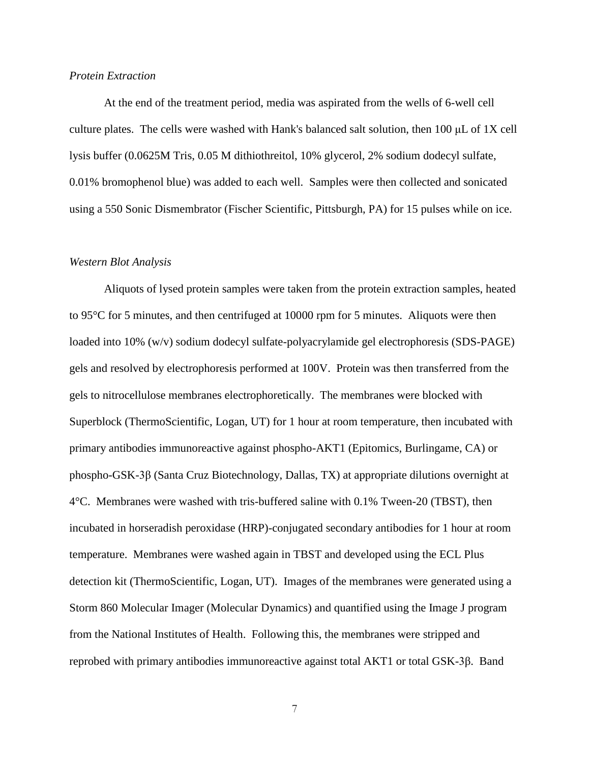*Protein Extraction*

At the end of the treatment period, media was aspirated from the wells of 6-well cell culture plates. The cells were washed with Hank's balanced salt solution, then 100 μL of 1X cell lysis buffer (0.0625M Tris, 0.05 M dithiothreitol, 10% glycerol, 2% sodium dodecyl sulfate, 0.01% bromophenol blue) was added to each well. Samples were then collected and sonicated using a 550 Sonic Dismembrator (Fischer Scientific, Pittsburgh, PA) for 15 pulses while on ice.

*Western Blot Analysis*

Aliquots of lysed protein samples were taken from the protein extraction samples, heated to 95°C for 5 minutes, and then centrifuged at 10000 rpm for 5 minutes. Aliquots were then loaded into 10% (w/v) sodium dodecyl sulfate-polyacrylamide gel electrophoresis (SDS-PAGE) gels and resolved by electrophoresis performed at 100V. Protein was then transferred from the gels to nitrocellulose membranes electrophoretically. The membranes were blocked with Superblock (ThermoScientific, Logan, UT) for 1 hour at room temperature, then incubated with primary antibodies immunoreactive against phospho-AKT1 (Epitomics, Burlingame, CA) or phospho-GSK-3β (Santa Cruz Biotechnology, Dallas, TX) at appropriate dilutions overnight at 4°C. Membranes were washed with tris-buffered saline with 0.1% Tween-20 (TBST), then incubated in horseradish peroxidase (HRP)-conjugated secondary antibodies for 1 hour at room temperature. Membranes were washed again in TBST and developed using the ECL Plus detection kit (ThermoScientific, Logan, UT). Images of the membranes were generated using a Storm 860 Molecular Imager (Molecular Dynamics) and quantified using the Image J program from the National Institutes of Health. Following this, the membranes were stripped and reprobed with primary antibodies immunoreactive against total AKT1 or total GSK-3β. Band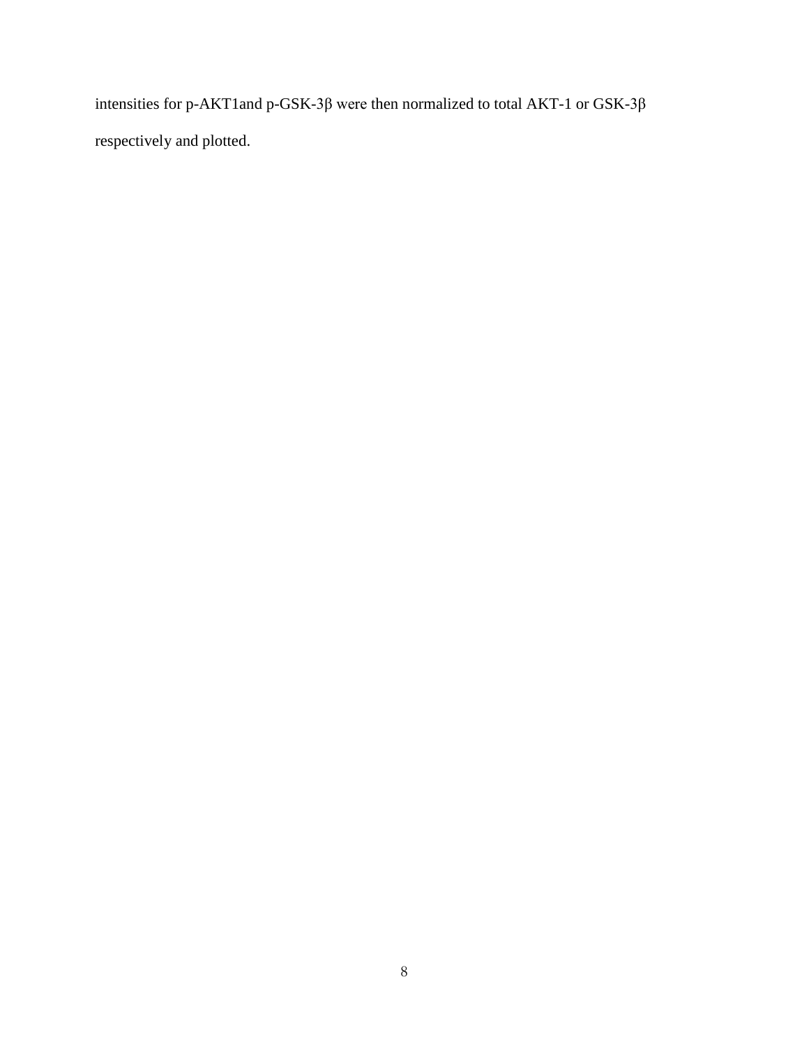intensities for p-AKT1and p-GSK-3β were then normalized to total AKT-1 or GSK-3β respectively and plotted.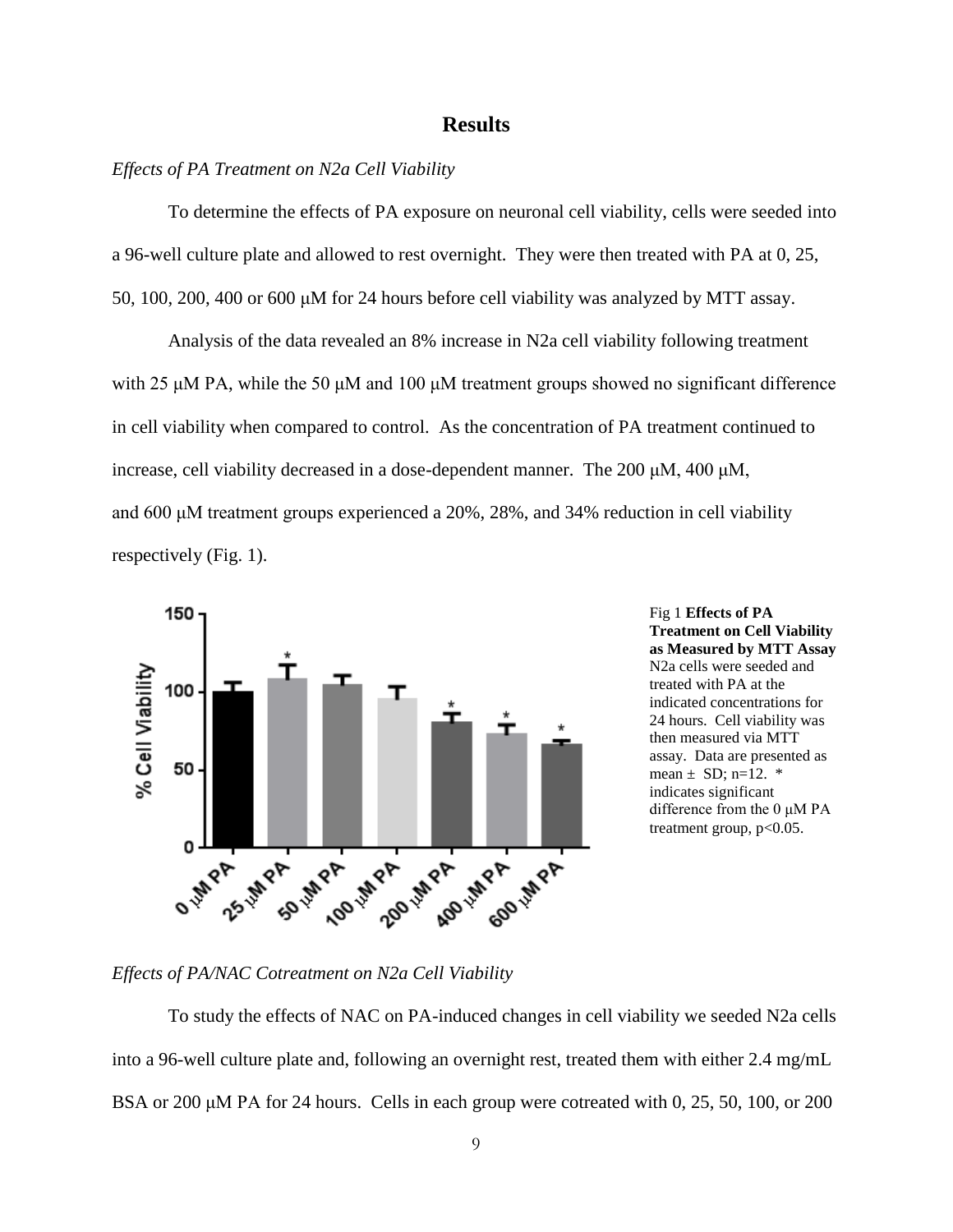## Results

*Effects of PA Treatment on N2a Cell Viability*

To determine the effects of PA exposure on neuronal cell viability, cells were seeded into a 96-well culture plate and allowed to rest overnight. They were then treated with PA at 0, 25, 50, 100, 200, 400 or 600 μM for 24 hours before cell viability was analyzed by MTT assay.

Analysis of the data revealed an 8% increase in N2a cell viability following treatment with 25 μM PA, while the 50 μM and 100 μM treatment groups showed no significant difference in cell viability when compared to control. As the concentration of PA treatment continued to increase, cell viability decreased in a dose-dependent manner. The 200 μM, 400 μM, and 600 μM treatment groups experienced a 20%, 28%, and 34% reduction in cell viability respectively (Fig. 1).

Fig 1 **Effects of PA Treatment on Cell Viability as Measured by MTT Assay** N2a cells were seeded and treated with PA at the indicated concentrations for 24 hours. Cell viability was then measured via MTT assay. Data are presented as mean ± SD; n=12. * indicates significant difference from the 0 μM PA treatment group, $p<0.05$.

*Effects of PA/NAC Cotreatment on N2a Cell Viability*

To study the effects of NAC on PA-induced changes in cell viability we seeded N2a cells into a 96-well culture plate and, following an overnight rest, treated them with either 2.4 mg/mL BSA or 200 μM PA for 24 hours. Cells in each group were cotreated with 0, 25, 50, 100, or 200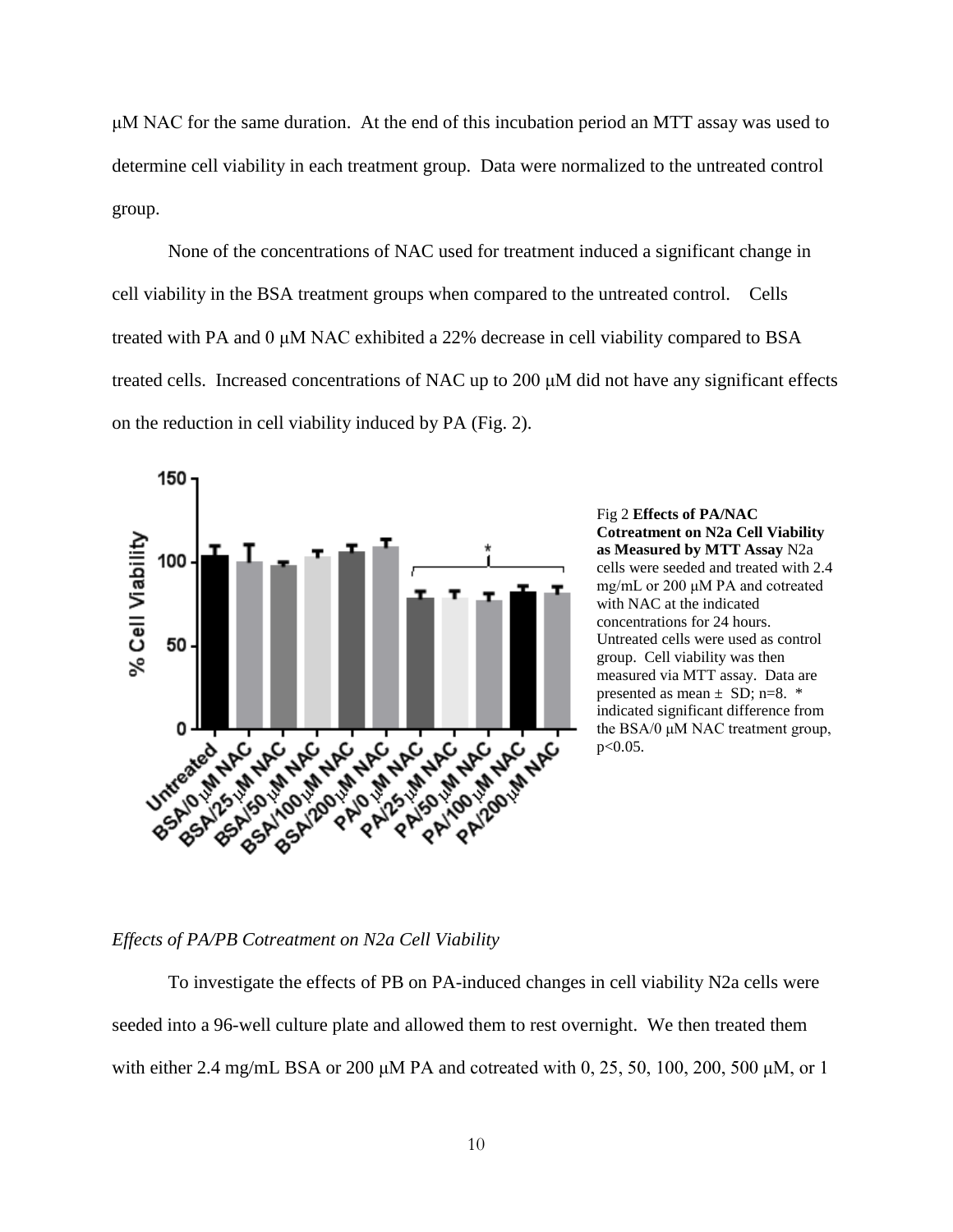μM NAC for the same duration. At the end of this incubation period an MTT assay was used to determine cell viability in each treatment group. Data were normalized to the untreated control group.

None of the concentrations of NAC used for treatment induced a significant change in cell viability in the BSA treatment groups when compared to the untreated control. Cells treated with PA and 0 μM NAC exhibited a 22% decrease in cell viability compared to BSA treated cells. Increased concentrations of NAC up to 200 μM did not have any significant effects on the reduction in cell viability induced by PA (Fig. 2).

Fig 2 **Effects of PA/NAC Cotreatment on N2a Cell Viability as Measured by MTT Assay** N2a cells were seeded and treated with 2.4 mg/mL or 200 μM PA and cotreated with NAC at the indicated concentrations for 24 hours. Untreated cells were used as control group. Cell viability was then measured via MTT assay. Data are presented as mean ± SD; n=8. * indicated significant difference from the BSA/0 μM NAC treatment group, $p<0.05$.

*Effects of PA/PB Cotreatment on N2a Cell Viability*

To investigate the effects of PB on PA-induced changes in cell viability N2a cells were seeded into a 96-well culture plate and allowed them to rest overnight. We then treated them with either 2.4 mg/mL BSA or 200 μM PA and cotreated with 0, 25, 50, 100, 200, 500 μM, or 1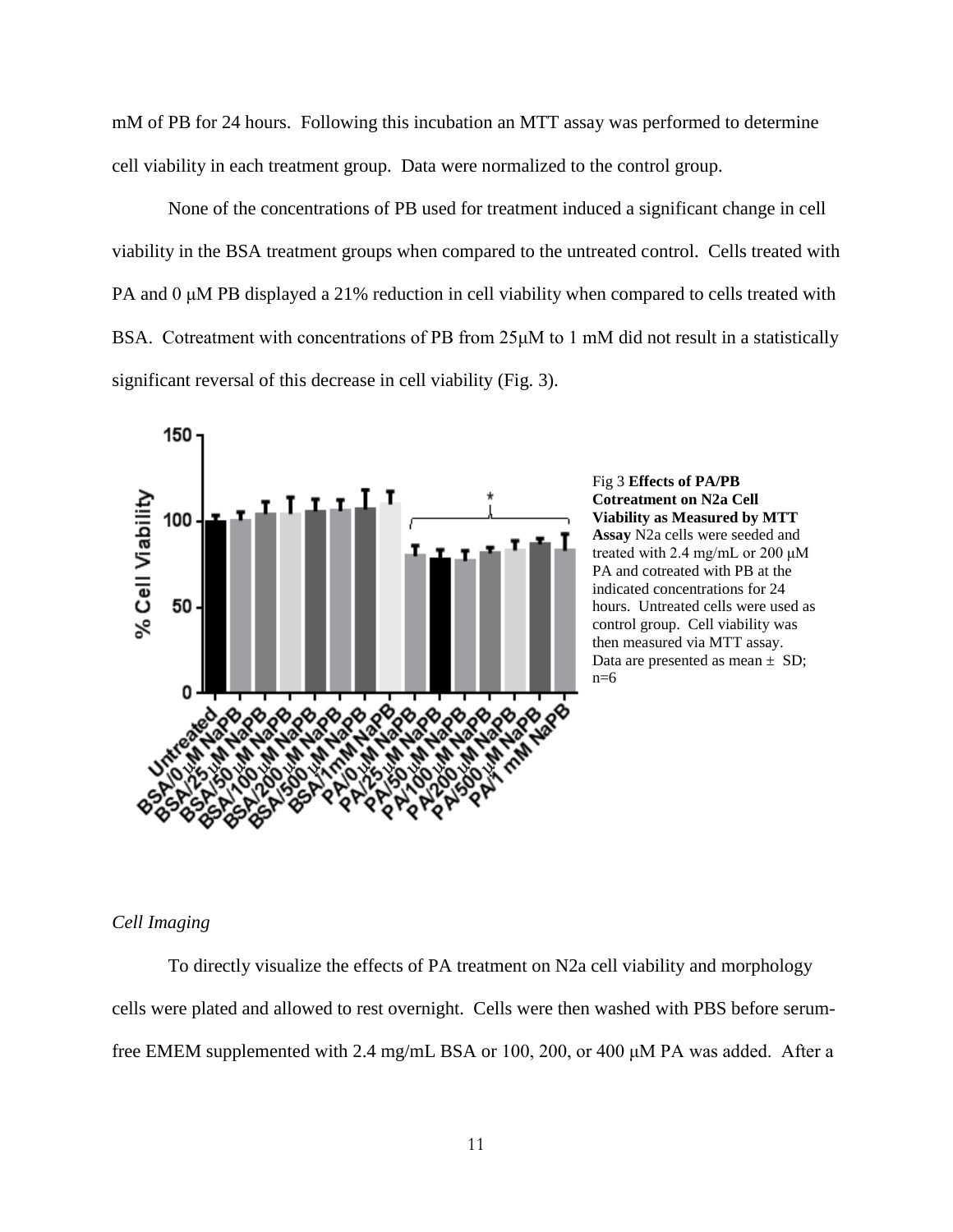mM of PB for 24 hours. Following this incubation an MTT assay was performed to determine cell viability in each treatment group. Data were normalized to the control group.

None of the concentrations of PB used for treatment induced a significant change in cell viability in the BSA treatment groups when compared to the untreated control. Cells treated with PA and 0 μM PB displayed a 21% reduction in cell viability when compared to cells treated with BSA. Cotreatment with concentrations of PB from 25μM to 1 mM did not result in a statistically significant reversal of this decrease in cell viability (Fig. 3).

Fig 3 **Effects of PA/PB Cotreatment on N2a Cell Viability as Measured by MTT Assay** N2a cells were seeded and treated with 2.4 mg/mL or 200 μM PA and cotreated with PB at the indicated concentrations for 24 hours. Untreated cells were used as control group. Cell viability was then measured via MTT assay. Data are presented as mean ± SD; n=6

*Cell Imaging*

To directly visualize the effects of PA treatment on N2a cell viability and morphology cells were plated and allowed to rest overnight. Cells were then washed with PBS before serum-free EMEM supplemented with 2.4 mg/mL BSA or 100, 200, or 400 μM PA was added. After a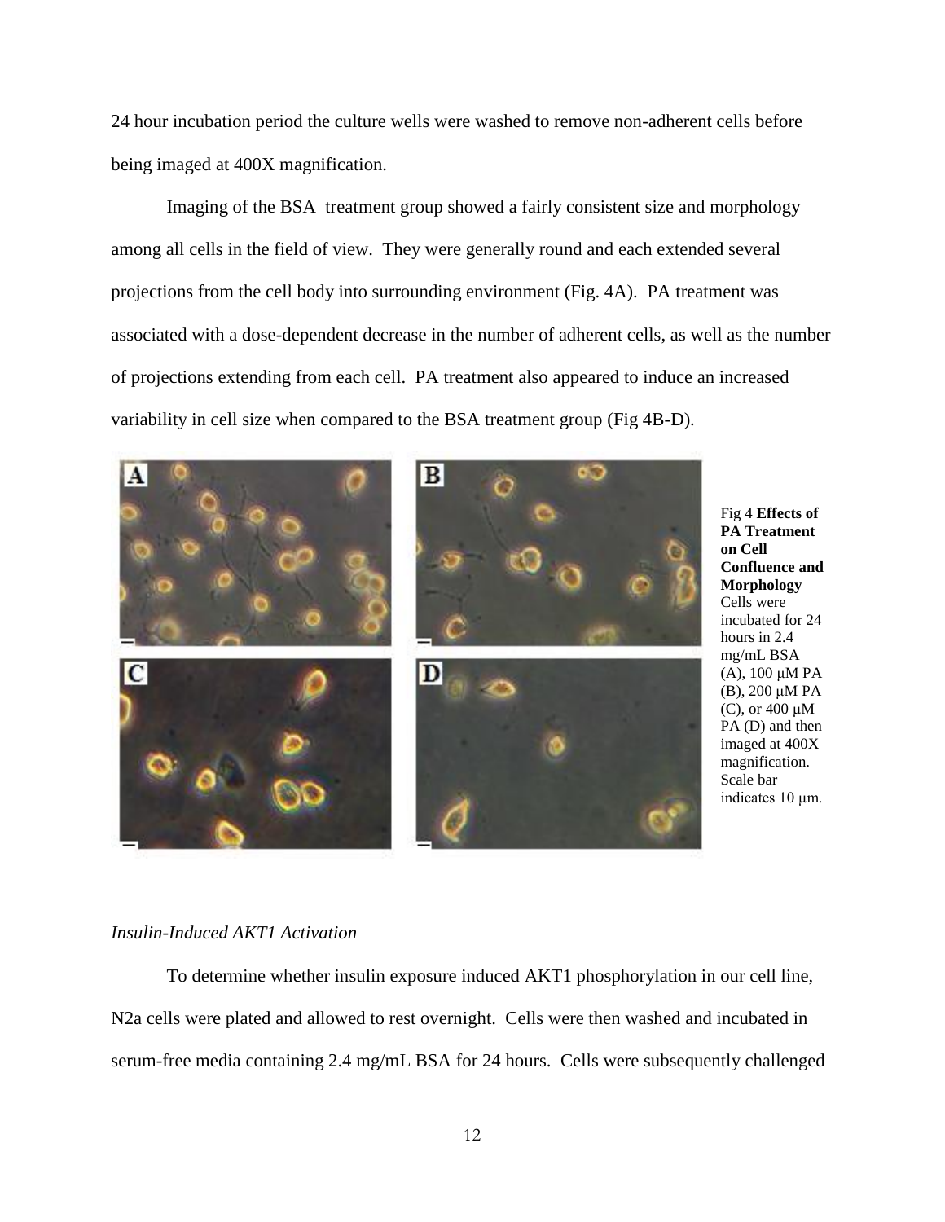24 hour incubation period the culture wells were washed to remove non-adherent cells before being imaged at 400X magnification.

Imaging of the BSA treatment group showed a fairly consistent size and morphology among all cells in the field of view. They were generally round and each extended several projections from the cell body into surrounding environment (Fig. 4A). PA treatment was associated with a dose-dependent decrease in the number of adherent cells, as well as the number of projections extending from each cell. PA treatment also appeared to induce an increased variability in cell size when compared to the BSA treatment group (Fig 4B-D).

Fig 4 **Effects of PA Treatment on Cell Confluence and Morphology** Cells were incubated for 24 hours in 2.4 mg/mL BSA (A), 100 μM PA (B), 200 μM PA (C), or 400 μM PA (D) and then imaged at 400X magnification. Scale bar indicates 10 μm.

*Insulin-Induced AKT1 Activation*

To determine whether insulin exposure induced AKT1 phosphorylation in our cell line, N2a cells were plated and allowed to rest overnight. Cells were then washed and incubated in serum-free media containing 2.4 mg/mL BSA for 24 hours. Cells were subsequently challenged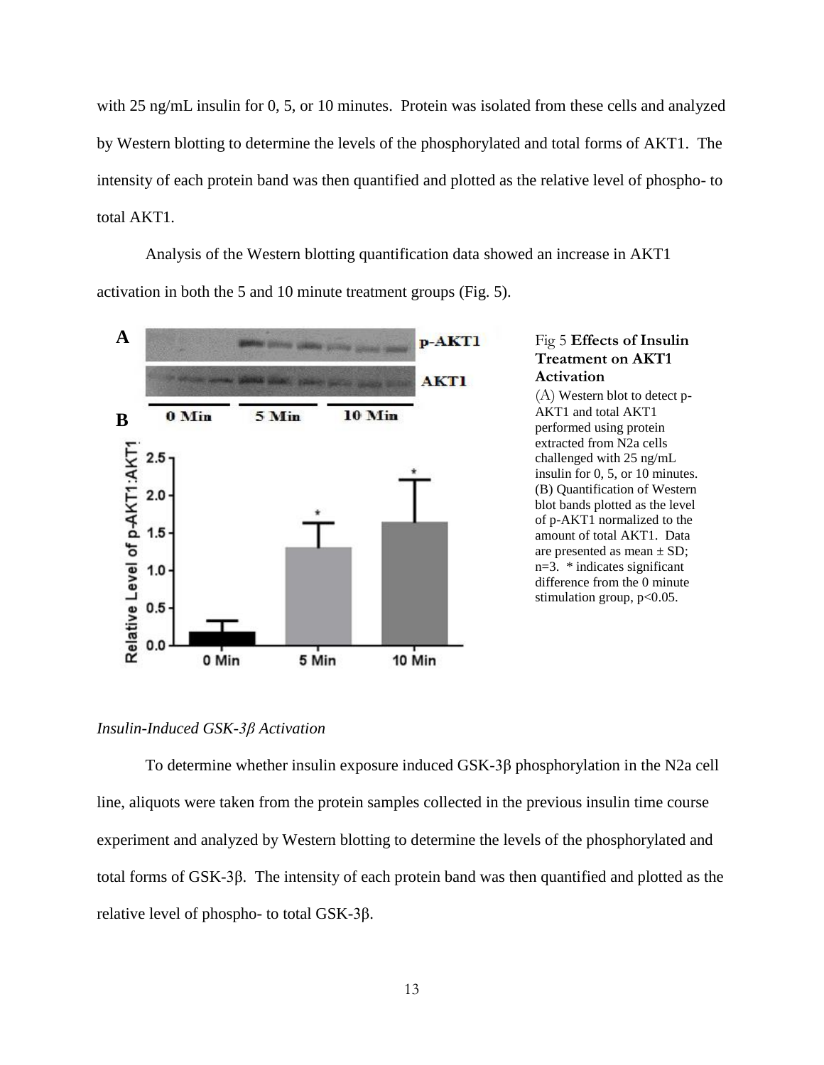with 25 ng/mL insulin for 0, 5, or 10 minutes. Protein was isolated from these cells and analyzed by Western blotting to determine the levels of the phosphorylated and total forms of AKT1. The intensity of each protein band was then quantified and plotted as the relative level of phospho- to total AKT1.

Analysis of the Western blotting quantification data showed an increase in AKT1 activation in both the 5 and 10 minute treatment groups (Fig. 5).

Fig 5 **Effects of Insulin Treatment on AKT1 Activation**
(A) Western blot to detect p-AKT1 and total AKT1 performed using protein extracted from N2a cells challenged with 25 ng/mL insulin for 0, 5, or 10 minutes. (B) Quantification of Western blot bands plotted as the level of p-AKT1 normalized to the amount of total AKT1. Data are presented as mean ± SD; n=3. * indicates significant difference from the 0 minute stimulation group, $p<0.05$.

*Insulin-Induced GSK-3β Activation*

To determine whether insulin exposure induced GSK-3β phosphorylation in the N2a cell line, aliquots were taken from the protein samples collected in the previous insulin time course experiment and analyzed by Western blotting to determine the levels of the phosphorylated and total forms of GSK-3β. The intensity of each protein band was then quantified and plotted as the relative level of phospho- to total GSK-3β.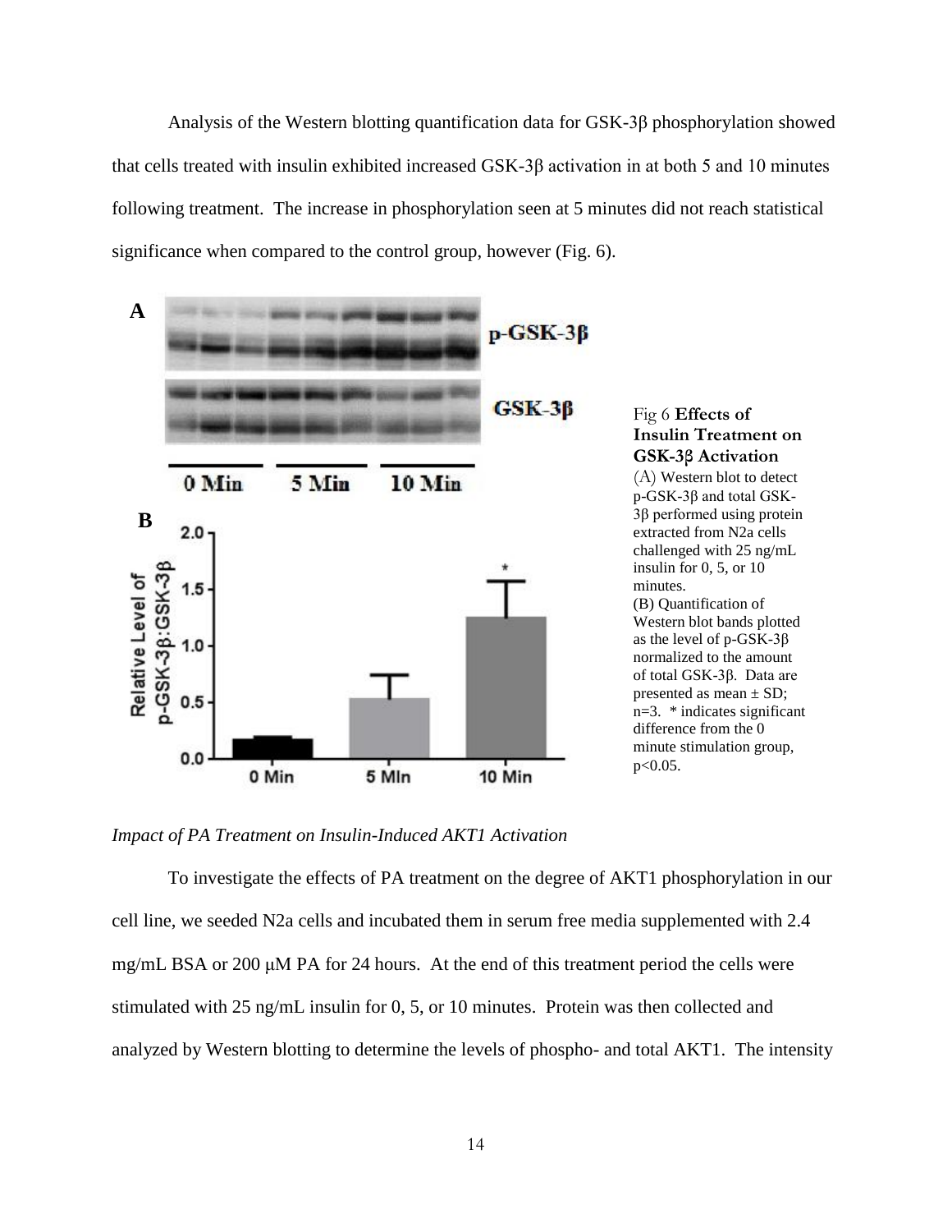Analysis of the Western blotting quantification data for GSK-3β phosphorylation showed that cells treated with insulin exhibited increased GSK-3β activation in at both 5 and 10 minutes following treatment. The increase in phosphorylation seen at 5 minutes did not reach statistical significance when compared to the control group, however (Fig. 6).

Fig 6 **Effects of Insulin Treatment on GSK-3β Activation**
(A) Western blot to detect p-GSK-3β and total GSK-3β performed using protein extracted from N2a cells challenged with 25 ng/mL insulin for 0, 5, or 10 minutes.
(B) Quantification of Western blot bands plotted as the level of p-GSK-3β normalized to the amount of total GSK-3β. Data are presented as mean ± SD; n=3. * indicates significant difference from the 0 minute stimulation group, $p<0.05$.

*Impact of PA Treatment on Insulin-Induced AKT1 Activation*

To investigate the effects of PA treatment on the degree of AKT1 phosphorylation in our cell line, we seeded N2a cells and incubated them in serum free media supplemented with 2.4 mg/mL BSA or 200 μM PA for 24 hours. At the end of this treatment period the cells were stimulated with 25 ng/mL insulin for 0, 5, or 10 minutes. Protein was then collected and analyzed by Western blotting to determine the levels of phospho- and total AKT1. The intensity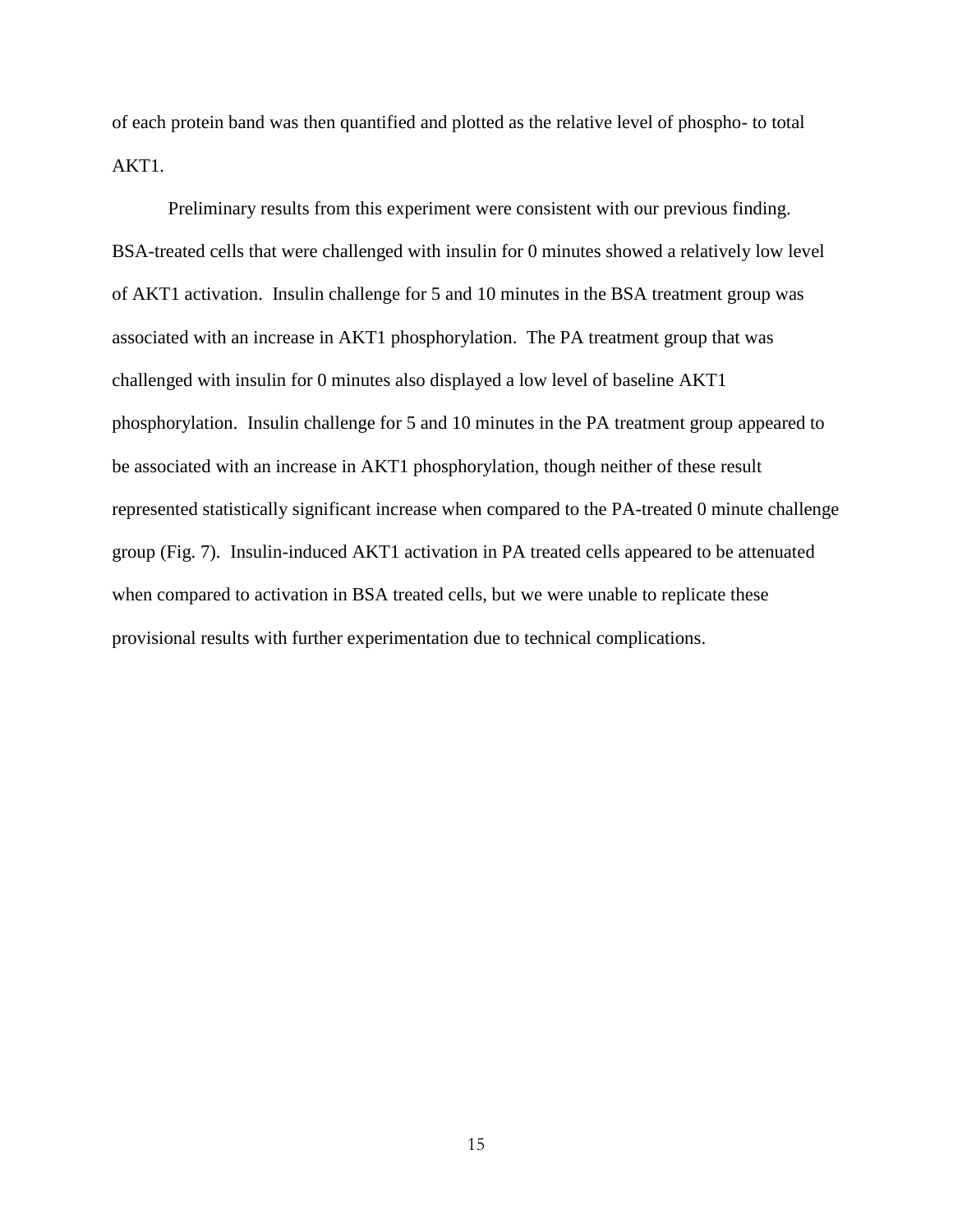of each protein band was then quantified and plotted as the relative level of phospho- to total AKT1.

Preliminary results from this experiment were consistent with our previous finding. BSA-treated cells that were challenged with insulin for 0 minutes showed a relatively low level of AKT1 activation. Insulin challenge for 5 and 10 minutes in the BSA treatment group was associated with an increase in AKT1 phosphorylation. The PA treatment group that was challenged with insulin for 0 minutes also displayed a low level of baseline AKT1 phosphorylation. Insulin challenge for 5 and 10 minutes in the PA treatment group appeared to be associated with an increase in AKT1 phosphorylation, though neither of these result represented statistically significant increase when compared to the PA-treated 0 minute challenge group (Fig. 7). Insulin-induced AKT1 activation in PA treated cells appeared to be attenuated when compared to activation in BSA treated cells, but we were unable to replicate these provisional results with further experimentation due to technical complications.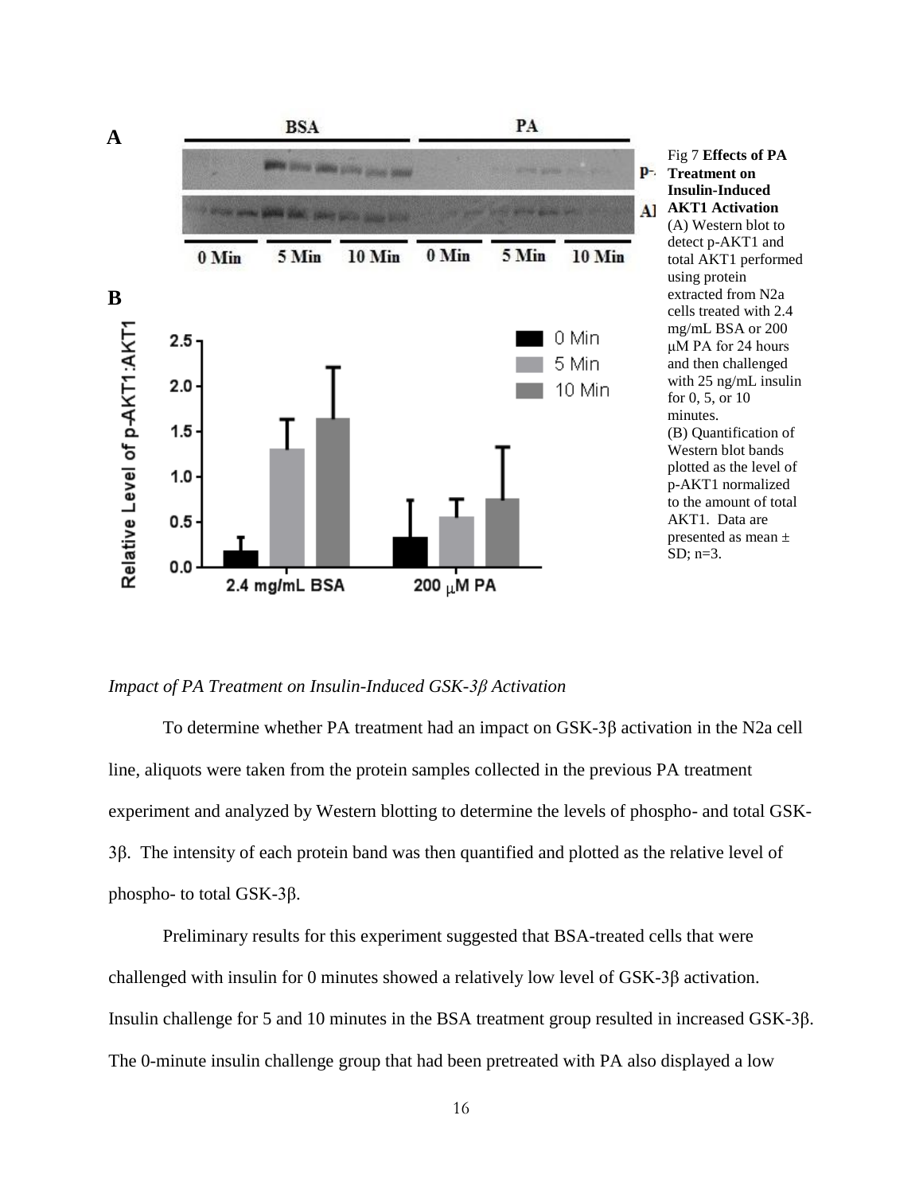Fig 7 **Effects of PA Treatment on Insulin-Induced AKT1 Activation**
(A) Western blot to detect p-AKT1 and total AKT1 performed using protein extracted from N2a cells treated with 2.4 mg/mL BSA or 200 μM PA for 24 hours and then challenged with 25 ng/mL insulin for 0, 5, or 10 minutes.
(B) Quantification of Western blot bands plotted as the level of p-AKT1 normalized to the amount of total AKT1. Data are presented as mean ± SD; n=3.

*Impact of PA Treatment on Insulin-Induced GSK-3β Activation*

To determine whether PA treatment had an impact on GSK-3β activation in the N2a cell line, aliquots were taken from the protein samples collected in the previous PA treatment experiment and analyzed by Western blotting to determine the levels of phospho- and total GSK-3β. The intensity of each protein band was then quantified and plotted as the relative level of phospho- to total GSK-3β.

Preliminary results for this experiment suggested that BSA-treated cells that were challenged with insulin for 0 minutes showed a relatively low level of GSK-3β activation. Insulin challenge for 5 and 10 minutes in the BSA treatment group resulted in increased GSK-3β. The 0-minute insulin challenge group that had been pretreated with PA also displayed a low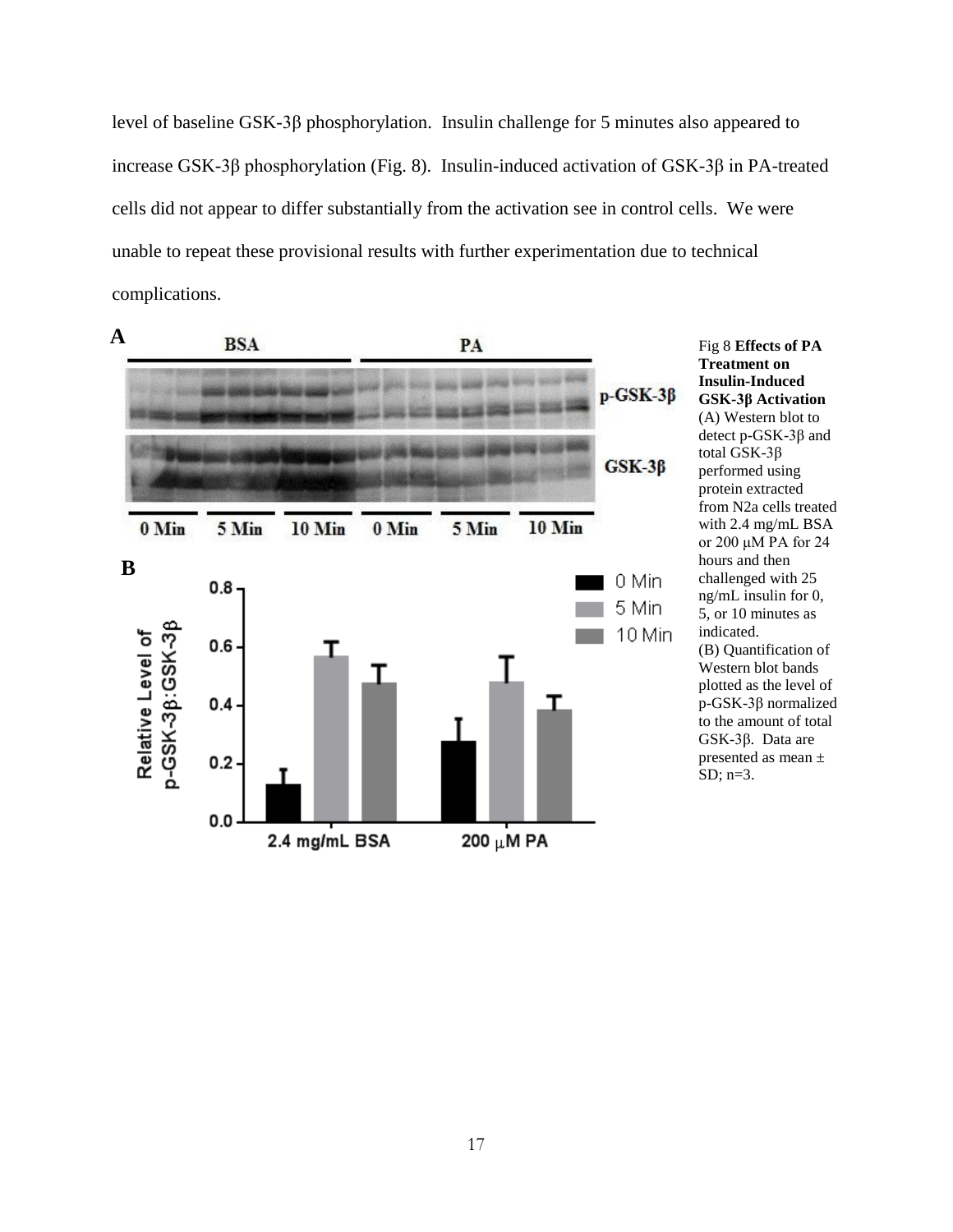level of baseline GSK-3β phosphorylation. Insulin challenge for 5 minutes also appeared to increase GSK-3β phosphorylation (Fig. 8). Insulin-induced activation of GSK-3β in PA-treated cells did not appear to differ substantially from the activation see in control cells. We were unable to repeat these provisional results with further experimentation due to technical complications.

Fig 8 **Effects of PA Treatment on Insulin-Induced GSK-3β Activation** (A) Western blot to detect p-GSK-3β and total GSK-3β performed using protein extracted from N2a cells treated with 2.4 mg/mL BSA or 200 μM PA for 24 hours and then challenged with 25 ng/mL insulin for 0, 5, or 10 minutes as indicated. (B) Quantification of Western blot bands plotted as the level of p-GSK-3β normalized to the amount of total GSK-3β. Data are presented as mean ± SD; n=3.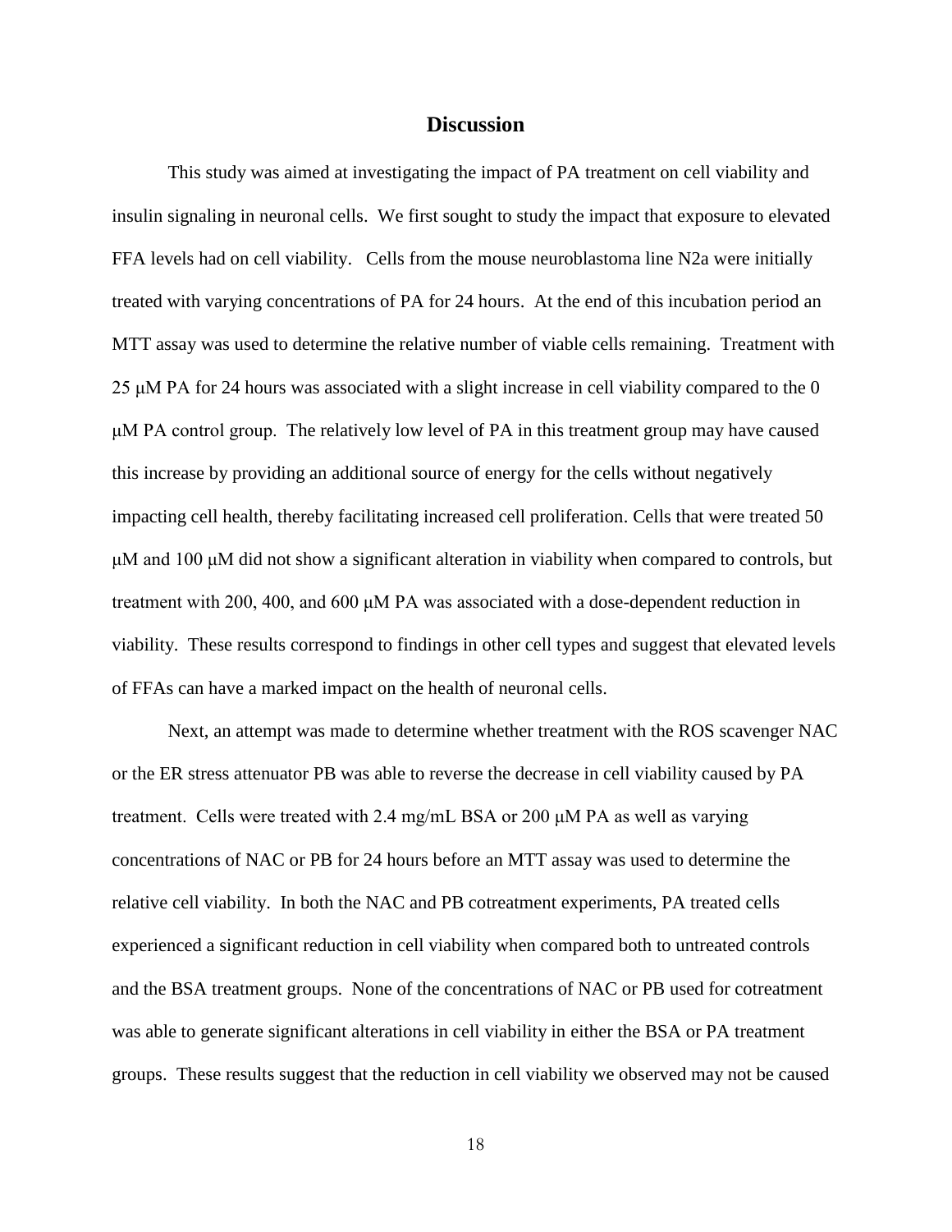## Discussion

This study was aimed at investigating the impact of PA treatment on cell viability and insulin signaling in neuronal cells. We first sought to study the impact that exposure to elevated FFA levels had on cell viability. Cells from the mouse neuroblastoma line N2a were initially treated with varying concentrations of PA for 24 hours. At the end of this incubation period an MTT assay was used to determine the relative number of viable cells remaining. Treatment with 25 μM PA for 24 hours was associated with a slight increase in cell viability compared to the 0 μM PA control group. The relatively low level of PA in this treatment group may have caused this increase by providing an additional source of energy for the cells without negatively impacting cell health, thereby facilitating increased cell proliferation. Cells that were treated 50 μM and 100 μM did not show a significant alteration in viability when compared to controls, but treatment with 200, 400, and 600 μM PA was associated with a dose-dependent reduction in viability. These results correspond to findings in other cell types and suggest that elevated levels of FFAs can have a marked impact on the health of neuronal cells.

Next, an attempt was made to determine whether treatment with the ROS scavenger NAC or the ER stress attenuator PB was able to reverse the decrease in cell viability caused by PA treatment. Cells were treated with 2.4 mg/mL BSA or 200 μM PA as well as varying concentrations of NAC or PB for 24 hours before an MTT assay was used to determine the relative cell viability. In both the NAC and PB cotreatment experiments, PA treated cells experienced a significant reduction in cell viability when compared both to untreated controls and the BSA treatment groups. None of the concentrations of NAC or PB used for cotreatment was able to generate significant alterations in cell viability in either the BSA or PA treatment groups. These results suggest that the reduction in cell viability we observed may not be caused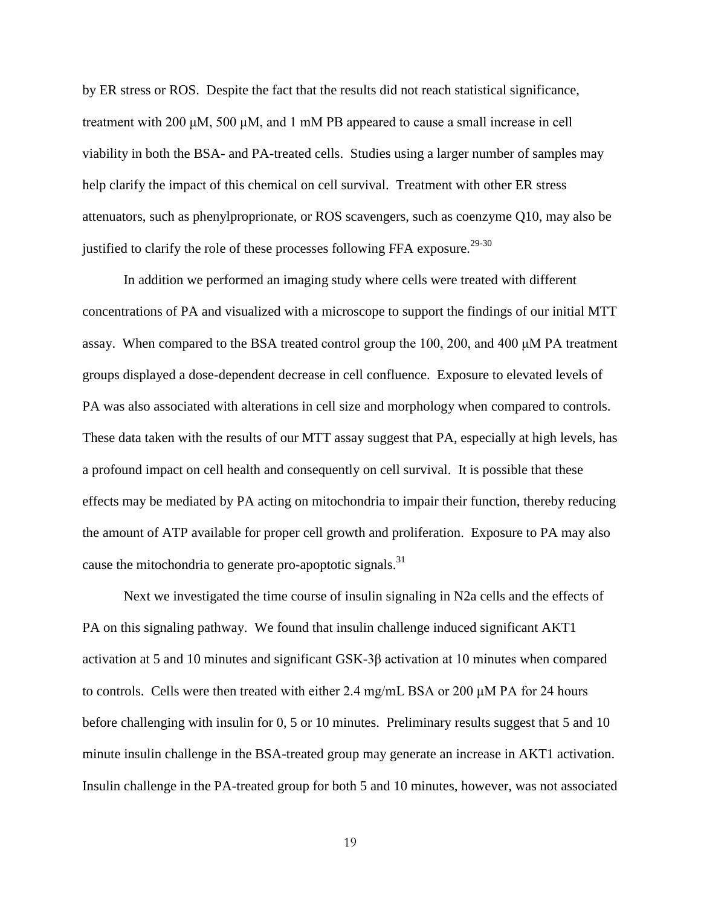by ER stress or ROS. Despite the fact that the results did not reach statistical significance, treatment with 200 μM, 500 μM, and 1 mM PB appeared to cause a small increase in cell viability in both the BSA- and PA-treated cells. Studies using a larger number of samples may help clarify the impact of this chemical on cell survival. Treatment with other ER stress attenuators, such as phenylproprionate, or ROS scavengers, such as coenzyme Q10, may also be justified to clarify the role of these processes following FFA exposure.[29-30]

In addition we performed an imaging study where cells were treated with different concentrations of PA and visualized with a microscope to support the findings of our initial MTT assay. When compared to the BSA treated control group the 100, 200, and 400 μM PA treatment groups displayed a dose-dependent decrease in cell confluence. Exposure to elevated levels of PA was also associated with alterations in cell size and morphology when compared to controls. These data taken with the results of our MTT assay suggest that PA, especially at high levels, has a profound impact on cell health and consequently on cell survival. It is possible that these effects may be mediated by PA acting on mitochondria to impair their function, thereby reducing the amount of ATP available for proper cell growth and proliferation. Exposure to PA may also cause the mitochondria to generate pro-apoptotic signals.[31]

Next we investigated the time course of insulin signaling in N2a cells and the effects of PA on this signaling pathway. We found that insulin challenge induced significant AKT1 activation at 5 and 10 minutes and significant GSK-3β activation at 10 minutes when compared to controls. Cells were then treated with either 2.4 mg/mL BSA or 200 μM PA for 24 hours before challenging with insulin for 0, 5 or 10 minutes. Preliminary results suggest that 5 and 10 minute insulin challenge in the BSA-treated group may generate an increase in AKT1 activation. Insulin challenge in the PA-treated group for both 5 and 10 minutes, however, was not associated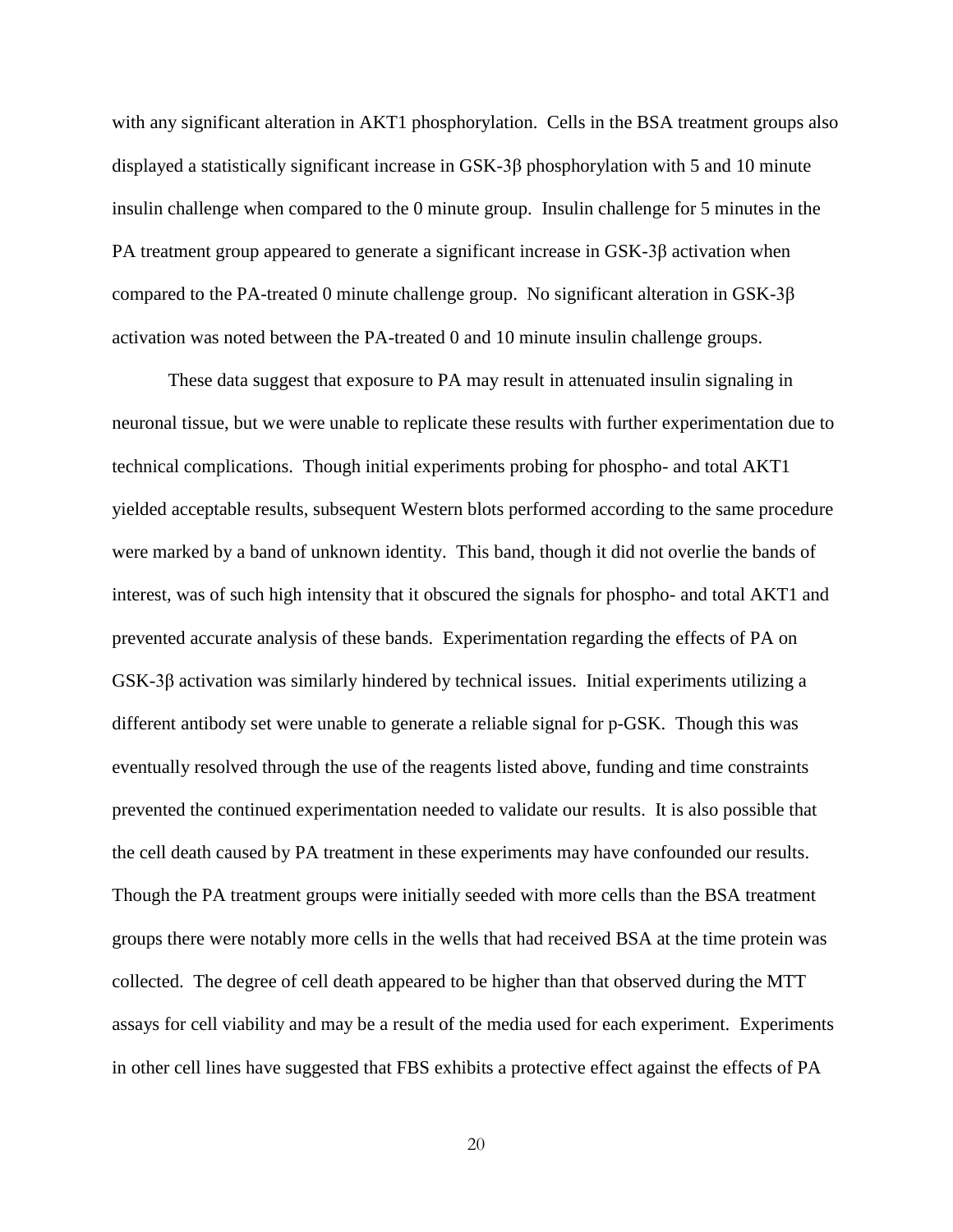with any significant alteration in AKT1 phosphorylation. Cells in the BSA treatment groups also displayed a statistically significant increase in GSK-3β phosphorylation with 5 and 10 minute insulin challenge when compared to the 0 minute group. Insulin challenge for 5 minutes in the PA treatment group appeared to generate a significant increase in GSK-3β activation when compared to the PA-treated 0 minute challenge group. No significant alteration in GSK-3β activation was noted between the PA-treated 0 and 10 minute insulin challenge groups.

These data suggest that exposure to PA may result in attenuated insulin signaling in neuronal tissue, but we were unable to replicate these results with further experimentation due to technical complications. Though initial experiments probing for phospho- and total AKT1 yielded acceptable results, subsequent Western blots performed according to the same procedure were marked by a band of unknown identity. This band, though it did not overlie the bands of interest, was of such high intensity that it obscured the signals for phospho- and total AKT1 and prevented accurate analysis of these bands. Experimentation regarding the effects of PA on GSK-3β activation was similarly hindered by technical issues. Initial experiments utilizing a different antibody set were unable to generate a reliable signal for p-GSK. Though this was eventually resolved through the use of the reagents listed above, funding and time constraints prevented the continued experimentation needed to validate our results. It is also possible that the cell death caused by PA treatment in these experiments may have confounded our results. Though the PA treatment groups were initially seeded with more cells than the BSA treatment groups there were notably more cells in the wells that had received BSA at the time protein was collected. The degree of cell death appeared to be higher than that observed during the MTT assays for cell viability and may be a result of the media used for each experiment. Experiments in other cell lines have suggested that FBS exhibits a protective effect against the effects of PA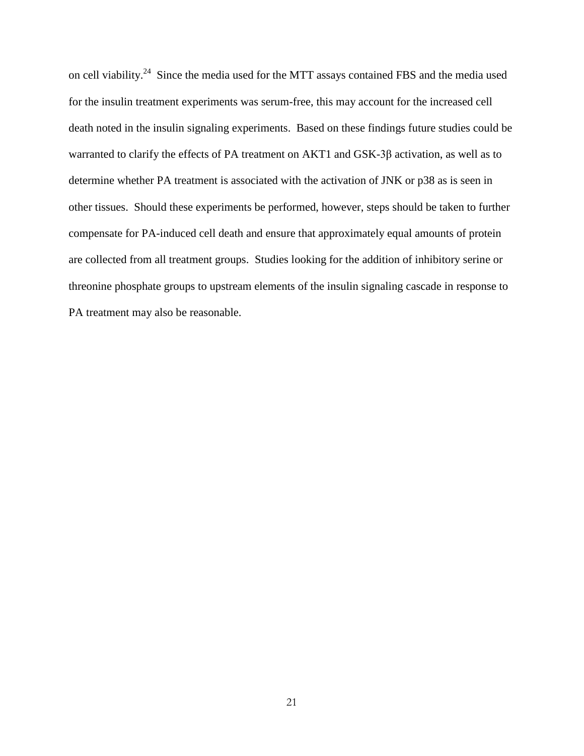on cell viability.[24] Since the media used for the MTT assays contained FBS and the media used for the insulin treatment experiments was serum-free, this may account for the increased cell death noted in the insulin signaling experiments. Based on these findings future studies could be warranted to clarify the effects of PA treatment on AKT1 and GSK-3β activation, as well as to determine whether PA treatment is associated with the activation of JNK or p38 as is seen in other tissues. Should these experiments be performed, however, steps should be taken to further compensate for PA-induced cell death and ensure that approximately equal amounts of protein are collected from all treatment groups. Studies looking for the addition of inhibitory serine or threonine phosphate groups to upstream elements of the insulin signaling cascade in response to PA treatment may also be reasonable.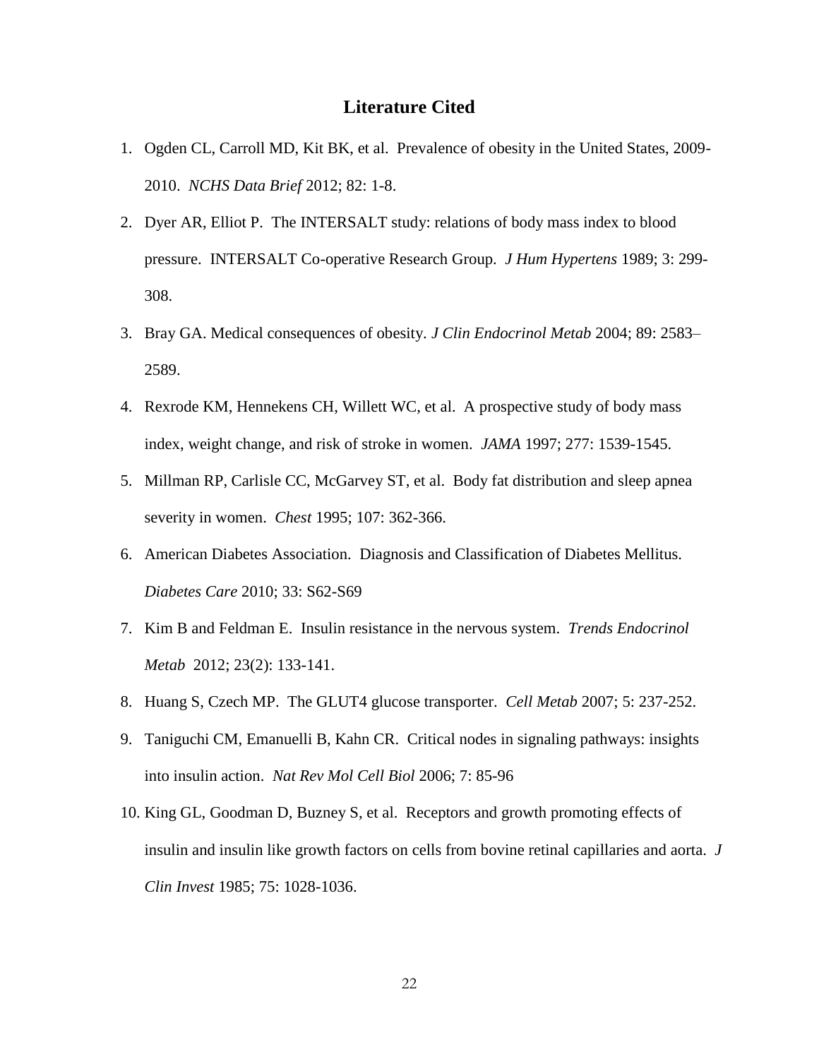## Literature Cited

1. Ogden CL, Carroll MD, Kit BK, et al. Prevalence of obesity in the United States, 2009-2010. *NCHS Data Brief* 2012; 82: 1-8.
2. Dyer AR, Elliot P. The INTERSALT study: relations of body mass index to blood pressure. INTERSALT Co-operative Research Group. *J Hum Hypertens* 1989; 3: 299-308.
3. Bray GA. Medical consequences of obesity. *J Clin Endocrinol Metab* 2004; 89: 2583–2589.
4. Rexrode KM, Hennekens CH, Willett WC, et al. A prospective study of body mass index, weight change, and risk of stroke in women. *JAMA* 1997; 277: 1539-1545.
5. Millman RP, Carlisle CC, McGarvey ST, et al. Body fat distribution and sleep apnea severity in women. *Chest* 1995; 107: 362-366.
6. American Diabetes Association. Diagnosis and Classification of Diabetes Mellitus. *Diabetes Care* 2010; 33: S62-S69
7. Kim B and Feldman E. Insulin resistance in the nervous system. *Trends Endocrinol Metab* 2012; 23(2): 133-141.
8. Huang S, Czech MP. The GLUT4 glucose transporter. *Cell Metab* 2007; 5: 237-252.
9. Taniguchi CM, Emanuelli B, Kahn CR. Critical nodes in signaling pathways: insights into insulin action. *Nat Rev Mol Cell Biol* 2006; 7: 85-96
10. King GL, Goodman D, Buzney S, et al. Receptors and growth promoting effects of insulin and insulin like growth factors on cells from bovine retinal capillaries and aorta. *J Clin Invest* 1985; 75: 1028-1036.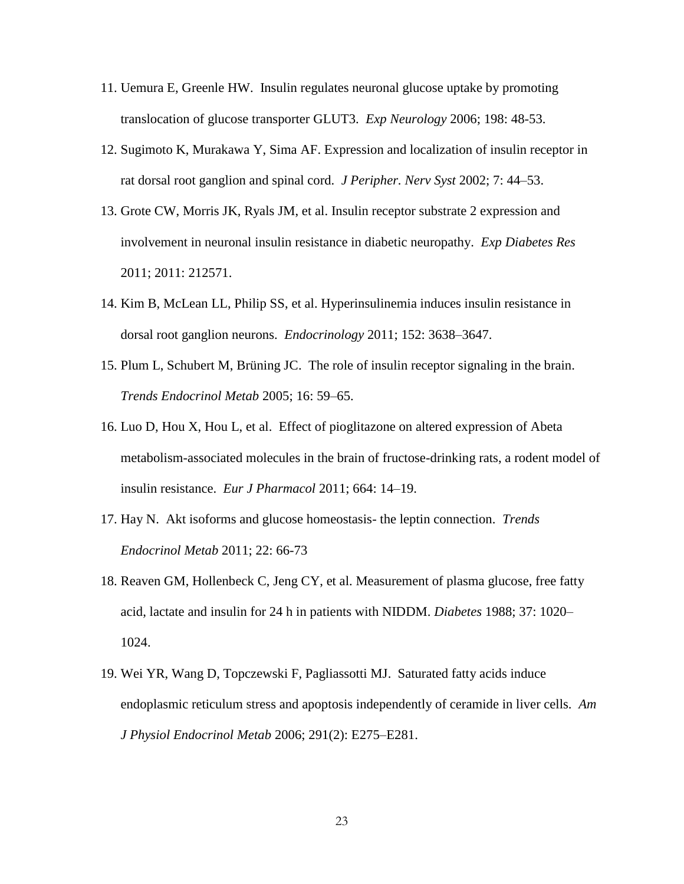11. Uemura E, Greenle HW. Insulin regulates neuronal glucose uptake by promoting translocation of glucose transporter GLUT3. *Exp Neurology* 2006; 198: 48-53.
12. Sugimoto K, Murakawa Y, Sima AF. Expression and localization of insulin receptor in rat dorsal root ganglion and spinal cord. *J Peripher. Nerv Syst* 2002; 7: 44–53.
13. Grote CW, Morris JK, Ryals JM, et al. Insulin receptor substrate 2 expression and involvement in neuronal insulin resistance in diabetic neuropathy. *Exp Diabetes Res* 2011; 2011: 212571.
14. Kim B, McLean LL, Philip SS, et al. Hyperinsulinemia induces insulin resistance in dorsal root ganglion neurons. *Endocrinology* 2011; 152: 3638–3647.
15. Plum L, Schubert M, Brüning JC. The role of insulin receptor signaling in the brain. *Trends Endocrinol Metab* 2005; 16: 59–65.
16. Luo D, Hou X, Hou L, et al. Effect of pioglitazone on altered expression of Abeta metabolism-associated molecules in the brain of fructose-drinking rats, a rodent model of insulin resistance. *Eur J Pharmacol* 2011; 664: 14–19.
17. Hay N. Akt isoforms and glucose homeostasis- the leptin connection. *Trends Endocrinol Metab* 2011; 22: 66-73
18. Reaven GM, Hollenbeck C, Jeng CY, et al. Measurement of plasma glucose, free fatty acid, lactate and insulin for 24 h in patients with NIDDM. *Diabetes* 1988; 37: 1020–1024.
19. Wei YR, Wang D, Topczewski F, Pagliassotti MJ. Saturated fatty acids induce endoplasmic reticulum stress and apoptosis independently of ceramide in liver cells. *Am J Physiol Endocrinol Metab* 2006; 291(2): E275–E281.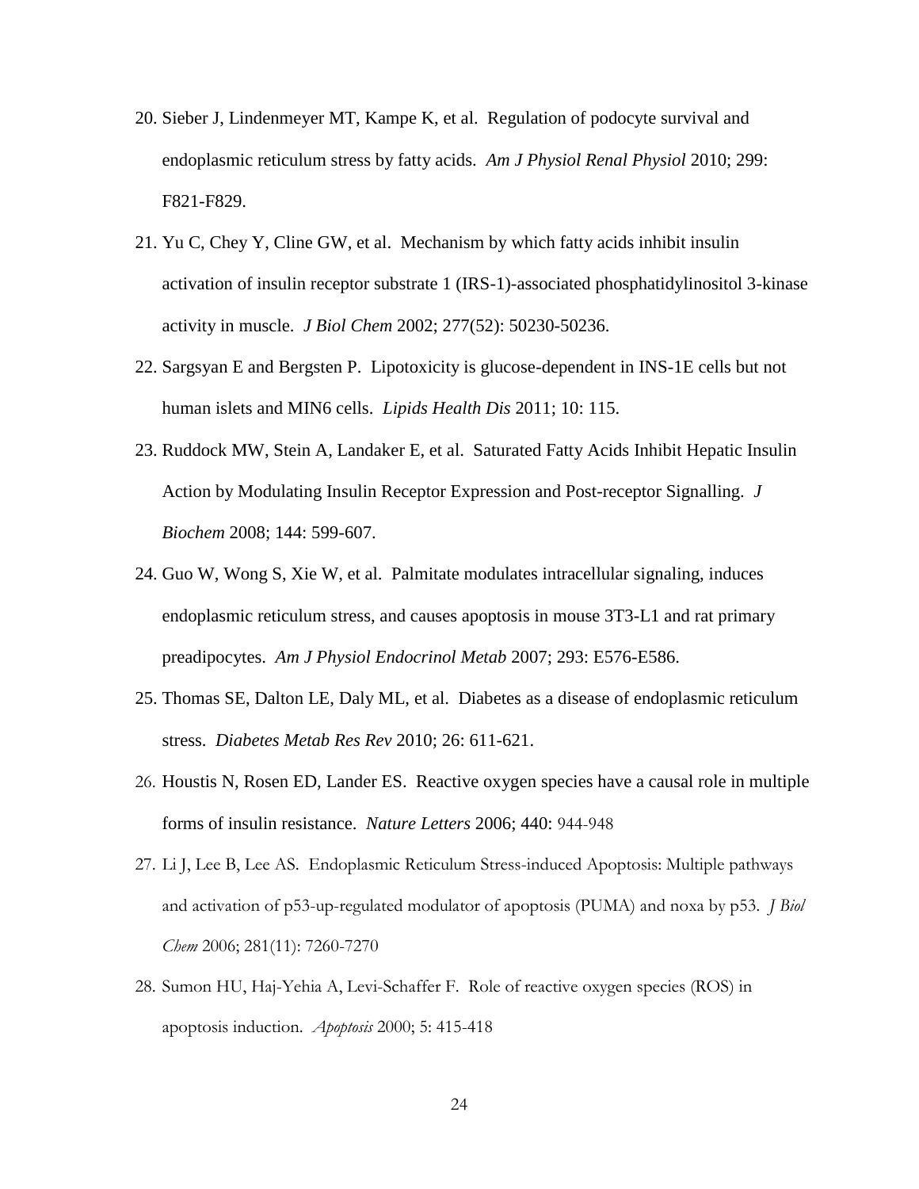20. Sieber J, Lindenmeyer MT, Kampe K, et al. Regulation of podocyte survival and endoplasmic reticulum stress by fatty acids. *Am J Physiol Renal Physiol* 2010; 299: F821-F829.
21. Yu C, Chey Y, Cline GW, et al. Mechanism by which fatty acids inhibit insulin activation of insulin receptor substrate 1 (IRS-1)-associated phosphatidylinositol 3-kinase activity in muscle. *J Biol Chem* 2002; 277(52): 50230-50236.
22. Sargsyan E and Bergsten P. Lipotoxicity is glucose-dependent in INS-1E cells but not human islets and MIN6 cells. *Lipids Health Dis* 2011; 10: 115.
23. Ruddock MW, Stein A, Landaker E, et al. Saturated Fatty Acids Inhibit Hepatic Insulin Action by Modulating Insulin Receptor Expression and Post-receptor Signalling. *J Biochem* 2008; 144: 599-607.
24. Guo W, Wong S, Xie W, et al. Palmitate modulates intracellular signaling, induces endoplasmic reticulum stress, and causes apoptosis in mouse 3T3-L1 and rat primary preadipocytes. *Am J Physiol Endocrinol Metab* 2007; 293: E576-E586.
25. Thomas SE, Dalton LE, Daly ML, et al. Diabetes as a disease of endoplasmic reticulum stress. *Diabetes Metab Res Rev* 2010; 26: 611-621.
26. Houstis N, Rosen ED, Lander ES. Reactive oxygen species have a causal role in multiple forms of insulin resistance. *Nature Letters* 2006; 440: 944-948
27. Li J, Lee B, Lee AS. Endoplasmic Reticulum Stress-induced Apoptosis: Multiple pathways and activation of p53-up-regulated modulator of apoptosis (PUMA) and noxa by p53. *J Biol Chem* 2006; 281(11): 7260-7270
28. Sumon HU, Haj-Yehia A, Levi-Schaffer F. Role of reactive oxygen species (ROS) in apoptosis induction. *Apoptosis* 2000; 5: 415-418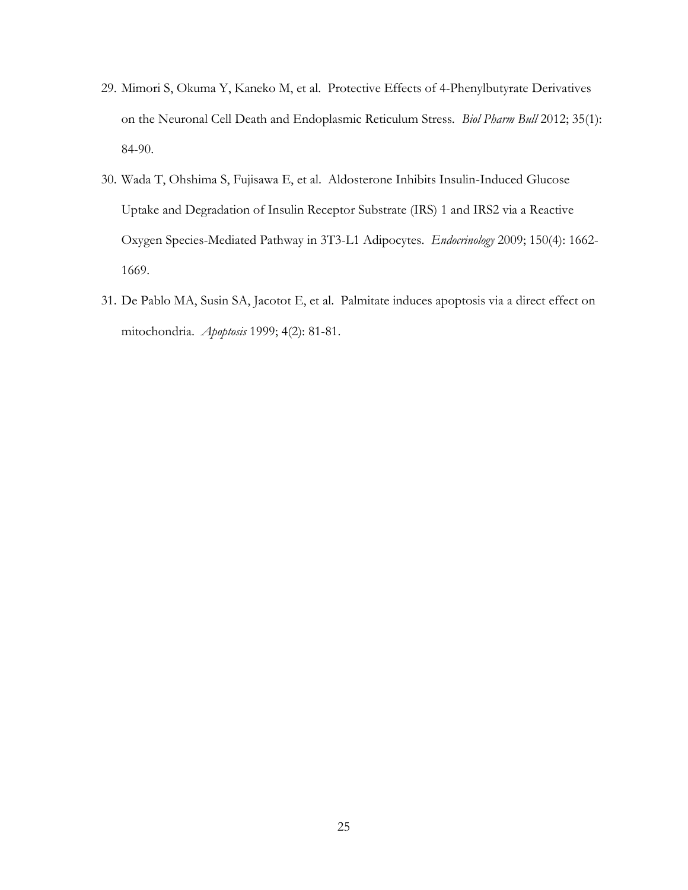29. Mimori S, Okuma Y, Kaneko M, et al. Protective Effects of 4-Phenylbutyrate Derivatives on the Neuronal Cell Death and Endoplasmic Reticulum Stress. *Biol Pharm Bull* 2012; 35(1): 84-90.
30. Wada T, Ohshima S, Fujisawa E, et al. Aldosterone Inhibits Insulin-Induced Glucose Uptake and Degradation of Insulin Receptor Substrate (IRS) 1 and IRS2 via a Reactive Oxygen Species-Mediated Pathway in 3T3-L1 Adipocytes. *Endocrinology* 2009; 150(4): 1662-1669.
31. De Pablo MA, Susin SA, Jacotot E, et al. Palmitate induces apoptosis via a direct effect on mitochondria. *Apoptosis* 1999; 4(2): 81-81.